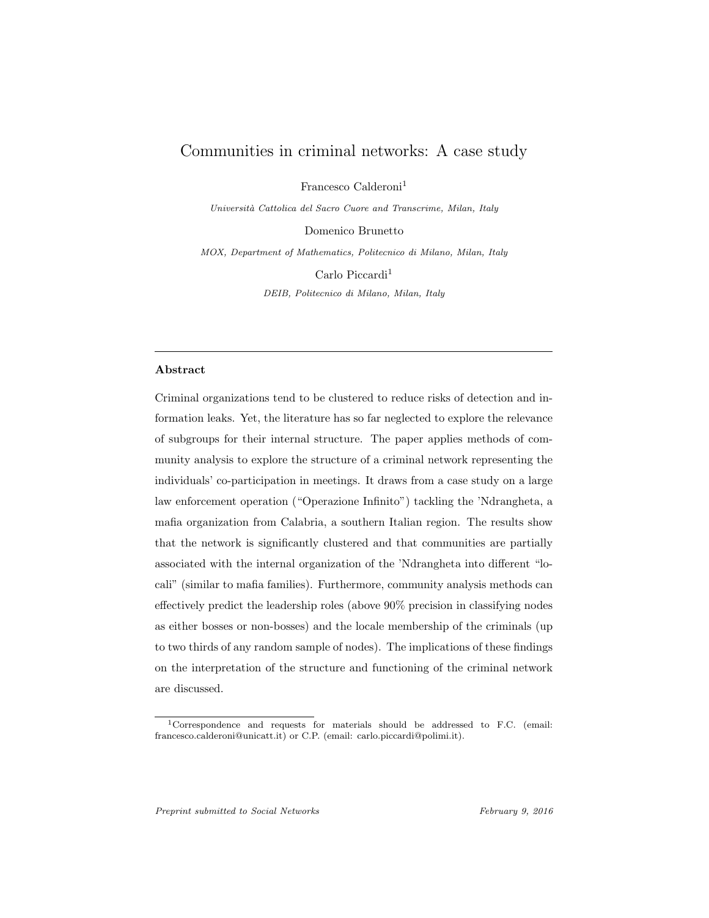# Communities in criminal networks: A case study

Francesco Calderoni[1]

*Università Cattolica del Sacro Cuore and Transcrime, Milan, Italy*

Domenico Brunetto

*MOX, Department of Mathematics, Politecnico di Milano, Milan, Italy*

Carlo Piccardi[1]

*DEIB, Politecnico di Milano, Milan, Italy*

---

## Abstract

Criminal organizations tend to be clustered to reduce risks of detection and information leaks. Yet, the literature has so far neglected to explore the relevance of subgroups for their internal structure. The paper applies methods of community analysis to explore the structure of a criminal network representing the individuals' co-participation in meetings. It draws from a case study on a large law enforcement operation ("Operazione Infinito") tackling the 'Ndrangheta, a mafia organization from Calabria, a southern Italian region. The results show that the network is significantly clustered and that communities are partially associated with the internal organization of the 'Ndrangheta into different "locali" (similar to mafia families). Furthermore, community analysis methods can effectively predict the leadership roles (above 90% precision in classifying nodes as either bosses or non-bosses) and the locale membership of the criminals (up to two thirds of any random sample of nodes). The implications of these findings on the interpretation of the structure and functioning of the criminal network are discussed.

[1] Correspondence and requests for materials should be addressed to F.C. (email: francesco.calderoni@unicatt.it) or C.P. (email: carlo.piccardi@polimi.it).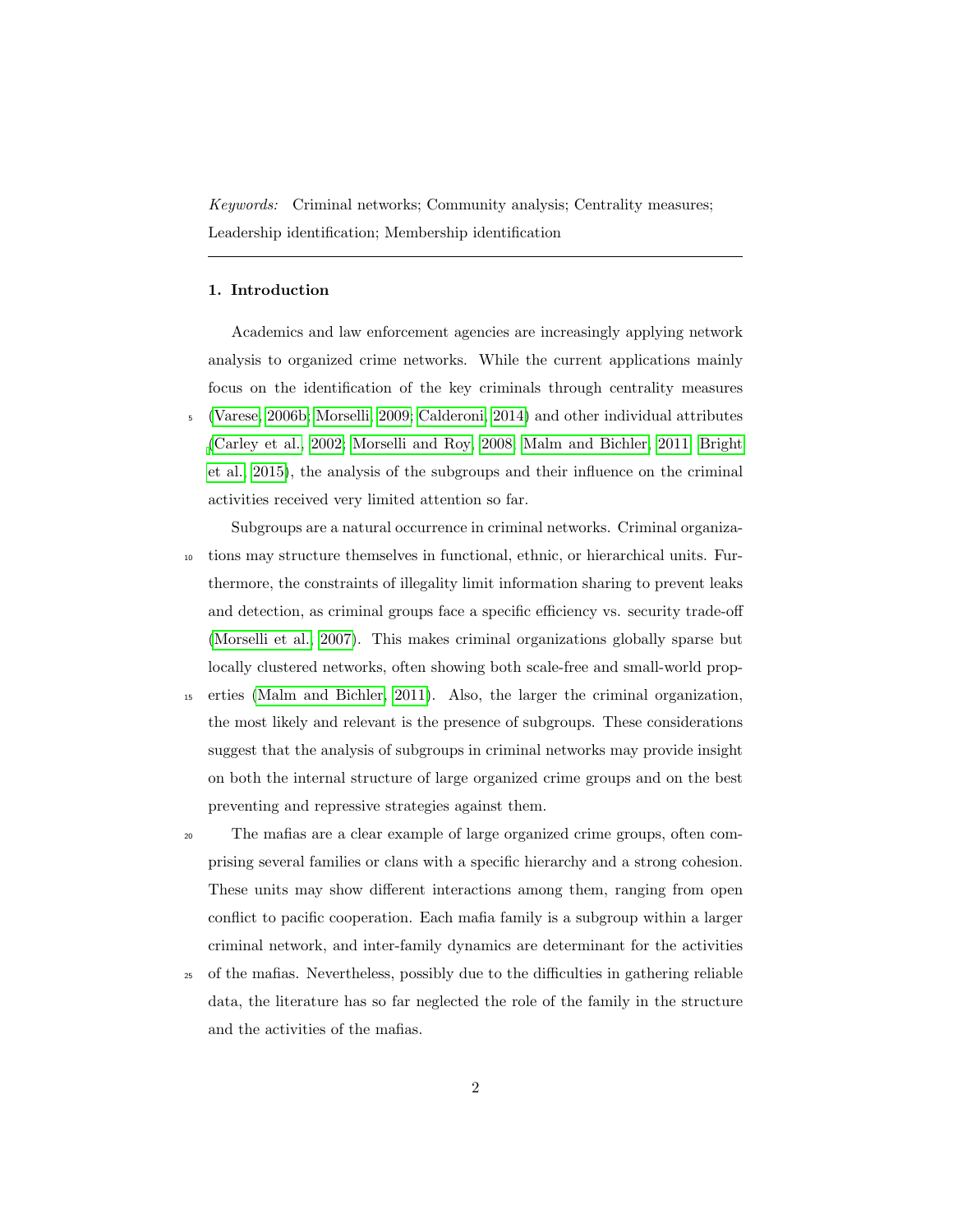*Keywords:* Criminal networks; Community analysis; Centrality measures; Leadership identification; Membership identification

---

## 1. Introduction

Academics and law enforcement agencies are increasingly applying network analysis to organized crime networks. While the current applications mainly focus on the identification of the key criminals through centrality measures (Varese, 2006b; Morselli, 2009; Calderoni, 2014) and other individual attributes (Carley et al., 2002; Morselli and Roy, 2008; Malm and Bichler, 2011; Bright et al., 2015), the analysis of the subgroups and their influence on the criminal activities received very limited attention so far.

Subgroups are a natural occurrence in criminal networks. Criminal organizations may structure themselves in functional, ethnic, or hierarchical units. Furthermore, the constraints of illegality limit information sharing to prevent leaks and detection, as criminal groups face a specific efficiency vs. security trade-off (Morselli et al., 2007). This makes criminal organizations globally sparse but locally clustered networks, often showing both scale-free and small-world properties (Malm and Bichler, 2011). Also, the larger the criminal organization, the most likely and relevant is the presence of subgroups. These considerations suggest that the analysis of subgroups in criminal networks may provide insight on both the internal structure of large organized crime groups and on the best preventing and repressive strategies against them.

The mafias are a clear example of large organized crime groups, often comprising several families or clans with a specific hierarchy and a strong cohesion. These units may show different interactions among them, ranging from open conflict to pacific cooperation. Each mafia family is a subgroup within a larger criminal network, and inter-family dynamics are determinant for the activities of the mafias. Nevertheless, possibly due to the difficulties in gathering reliable data, the literature has so far neglected the role of the family in the structure and the activities of the mafias.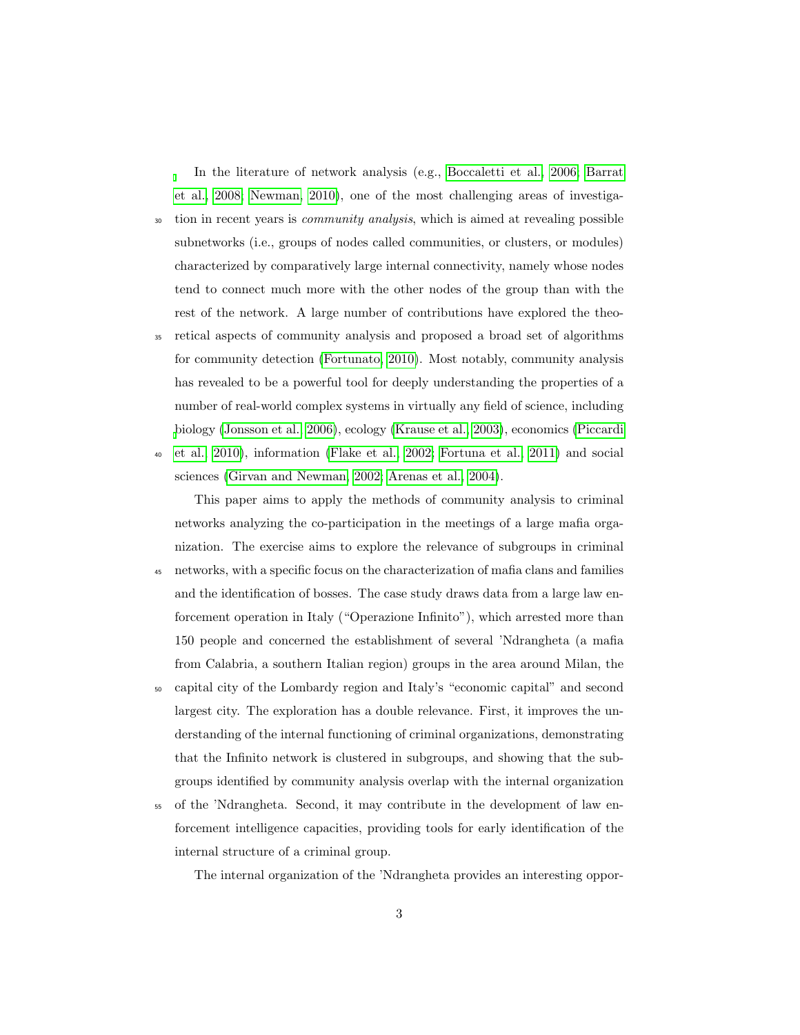In the literature of network analysis (e.g., Boccaletti et al., 2006; Barrat et al., 2008; Newman, 2010), one of the most challenging areas of investigation in recent years is *community analysis*, which is aimed at revealing possible subnetworks (i.e., groups of nodes called communities, or clusters, or modules) characterized by comparatively large internal connectivity, namely whose nodes tend to connect much more with the other nodes of the group than with the rest of the network. A large number of contributions have explored the theoretical aspects of community analysis and proposed a broad set of algorithms for community detection (Fortunato, 2010). Most notably, community analysis has revealed to be a powerful tool for deeply understanding the properties of a number of real-world complex systems in virtually any field of science, including biology (Jonsson et al., 2006), ecology (Krause et al., 2003), economics (Piccardi et al., 2010), information (Flake et al., 2002; Fortuna et al., 2011) and social sciences (Girvan and Newman, 2002; Arenas et al., 2004).

This paper aims to apply the methods of community analysis to criminal networks analyzing the co-participation in the meetings of a large mafia organization. The exercise aims to explore the relevance of subgroups in criminal networks, with a specific focus on the characterization of mafia clans and families and the identification of bosses. The case study draws data from a large law enforcement operation in Italy ("Operazione Infinito"), which arrested more than 150 people and concerned the establishment of several 'Ndrangheta (a mafia from Calabria, a southern Italian region) groups in the area around Milan, the capital city of the Lombardy region and Italy's "economic capital" and second largest city. The exploration has a double relevance. First, it improves the understanding of the internal functioning of criminal organizations, demonstrating that the Infinito network is clustered in subgroups, and showing that the subgroups identified by community analysis overlap with the internal organization of the 'Ndrangheta. Second, it may contribute in the development of law enforcement intelligence capacities, providing tools for early identification of the internal structure of a criminal group.

The internal organization of the 'Ndrangheta provides an interesting oppor-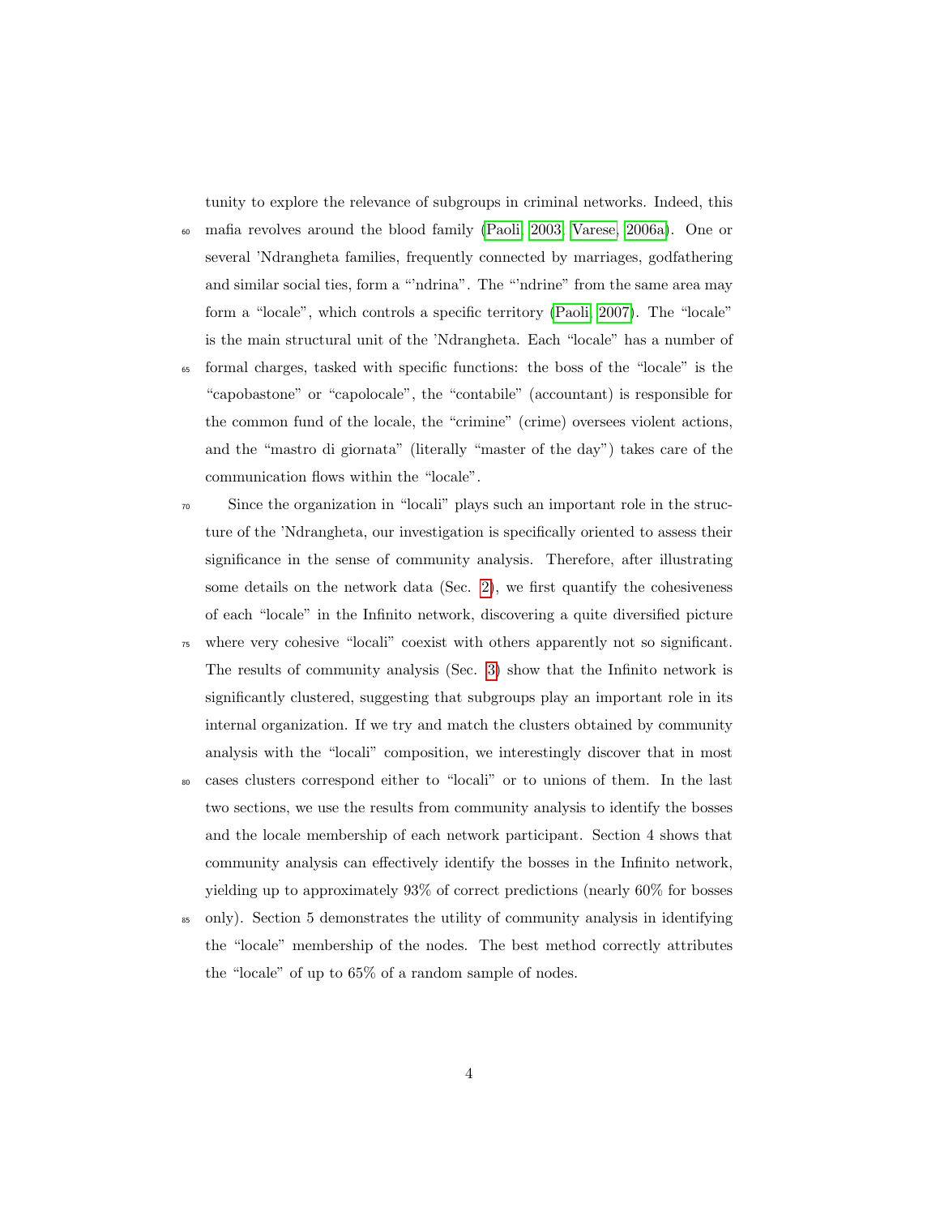tunity to explore the relevance of subgroups in criminal networks. Indeed, this mafia revolves around the blood family (Paoli, 2003; Varese, 2006a). One or several 'Ndrangheta families, frequently connected by marriages, godfathering and similar social ties, form a "'ndrina". The "'ndrine" from the same area may form a "locale", which controls a specific territory (Paoli, 2007). The "locale" is the main structural unit of the 'Ndrangheta. Each "locale" has a number of formal charges, tasked with specific functions: the boss of the "locale" is the "capobastone" or "capolocale", the "contabile" (accountant) is responsible for the common fund of the locale, the "crimine" (crime) oversees violent actions, and the "mastro di giornata" (literally "master of the day") takes care of the communication flows within the "locale".

Since the organization in "locali" plays such an important role in the structure of the 'Ndrangheta, our investigation is specifically oriented to assess their significance in the sense of community analysis. Therefore, after illustrating some details on the network data (Sec. 2), we first quantify the cohesiveness of each "locale" in the Infinito network, discovering a quite diversified picture where very cohesive "locali" coexist with others apparently not so significant. The results of community analysis (Sec. 3) show that the Infinito network is significantly clustered, suggesting that subgroups play an important role in its internal organization. If we try and match the clusters obtained by community analysis with the "locali" composition, we interestingly discover that in most cases clusters correspond either to "locali" or to unions of them. In the last two sections, we use the results from community analysis to identify the bosses and the locale membership of each network participant. Section 4 shows that community analysis can effectively identify the bosses in the Infinito network, yielding up to approximately 93% of correct predictions (nearly 60% for bosses only). Section 5 demonstrates the utility of community analysis in identifying the "locale" membership of the nodes. The best method correctly attributes the "locale" of up to 65% of a random sample of nodes.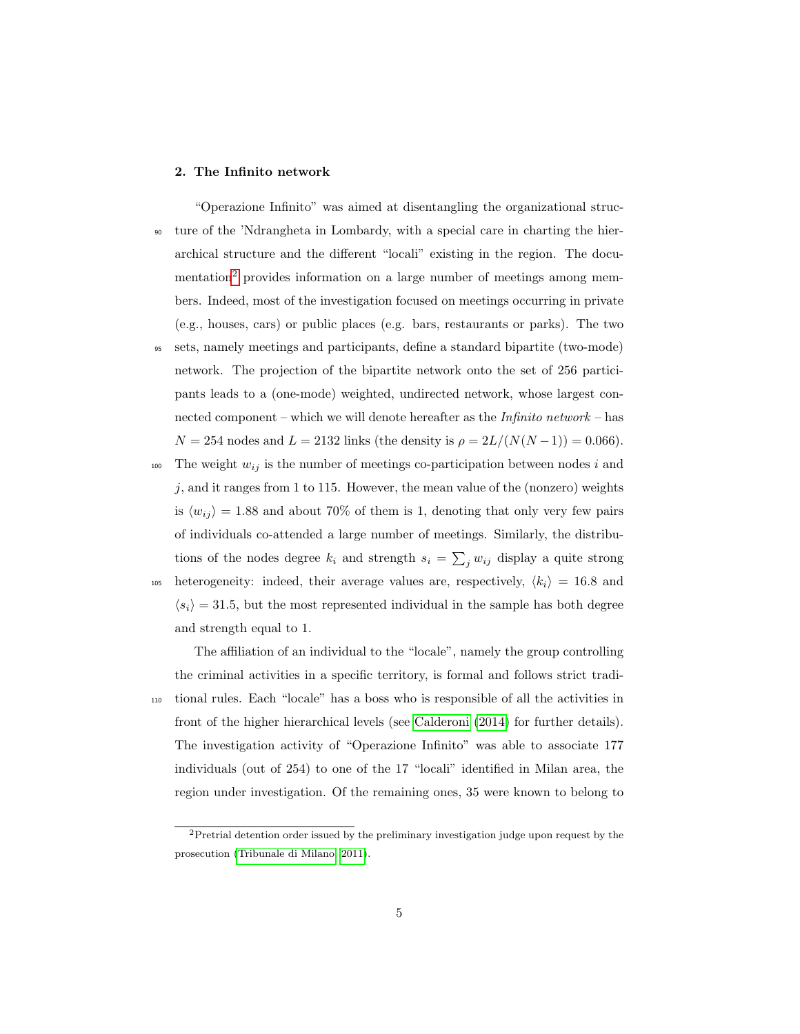## 2. The Infinito network

"Operazione Infinito" was aimed at disentangling the organizational structure of the 'Ndrangheta in Lombardy, with a special care in charting the hierarchical structure and the different "locali" existing in the region. The documentation[2] provides information on a large number of meetings among members. Indeed, most of the investigation focused on meetings occurring in private (e.g., houses, cars) or public places (e.g. bars, restaurants or parks). The two sets, namely meetings and participants, define a standard bipartite (two-mode) network. The projection of the bipartite network onto the set of 256 participants leads to a (one-mode) weighted, undirected network, whose largest connected component – which we will denote hereafter as the *Infinito network* – has $N = 254$ nodes and $L = 2132$ links (the density is $\rho = 2L/(N(N-1)) = 0.066$). The weight $w_{ij}$ is the number of meetings co-participation between nodes $i$ and $j$, and it ranges from 1 to 115. However, the mean value of the (nonzero) weights is $\langle w_{ij} \rangle = 1.88$ and about 70% of them is 1, denoting that only very few pairs of individuals co-attended a large number of meetings. Similarly, the distributions of the nodes degree $k_i$ and strength $s_i = \sum_j w_{ij}$ display a quite strong heterogeneity: indeed, their average values are, respectively, $\langle k_i \rangle = 16.8$ and $\langle s_i \rangle = 31.5$, but the most represented individual in the sample has both degree and strength equal to 1.

The affiliation of an individual to the "locale", namely the group controlling the criminal activities in a specific territory, is formal and follows strict traditional rules. Each "locale" has a boss who is responsible of all the activities in front of the higher hierarchical levels (see Calderoni (2014) for further details). The investigation activity of "Operazione Infinito" was able to associate 177 individuals (out of 254) to one of the 17 "locali" identified in Milan area, the region under investigation. Of the remaining ones, 35 were known to belong to

[2] Pretrial detention order issued by the preliminary investigation judge upon request by the prosecution (Tribunale di Milano, 2011).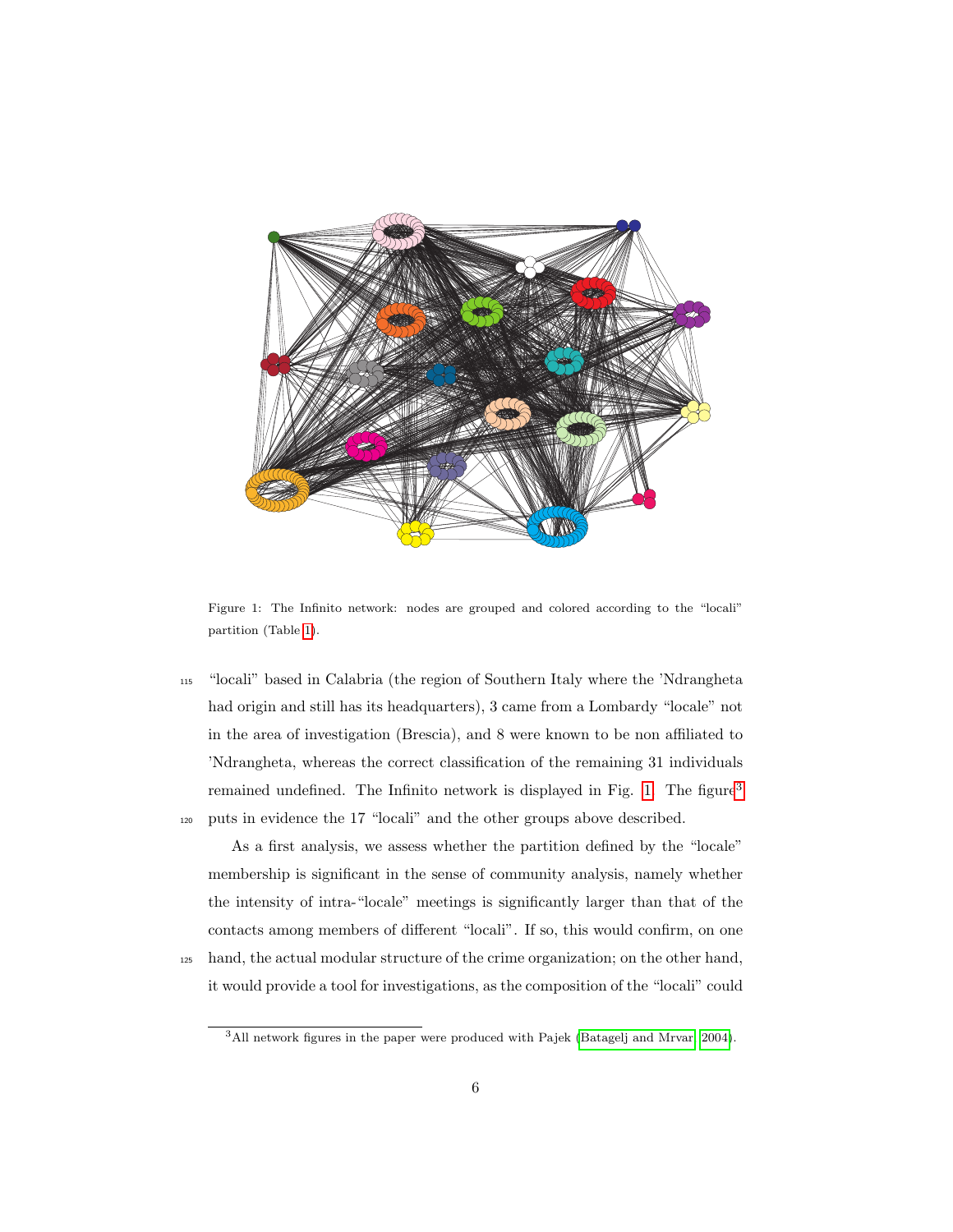Figure 1: The Infinito network: nodes are grouped and colored according to the "locali" partition (Table 1).

"locali" based in Calabria (the region of Southern Italy where the 'Ndrangheta had origin and still has its headquarters), 3 came from a Lombardy "locale" not in the area of investigation (Brescia), and 8 were known to be non affiliated to 'Ndrangheta, whereas the correct classification of the remaining 31 individuals remained undefined. The Infinito network is displayed in Fig. 1. The figure[3] puts in evidence the 17 "locali" and the other groups above described.

As a first analysis, we assess whether the partition defined by the "locale" membership is significant in the sense of community analysis, namely whether the intensity of intra-"locale" meetings is significantly larger than that of the contacts among members of different "locali". If so, this would confirm, on one hand, the actual modular structure of the crime organization; on the other hand, it would provide a tool for investigations, as the composition of the "locali" could

[3] All network figures in the paper were produced with Pajek (Batagelj and Mrvar, 2004).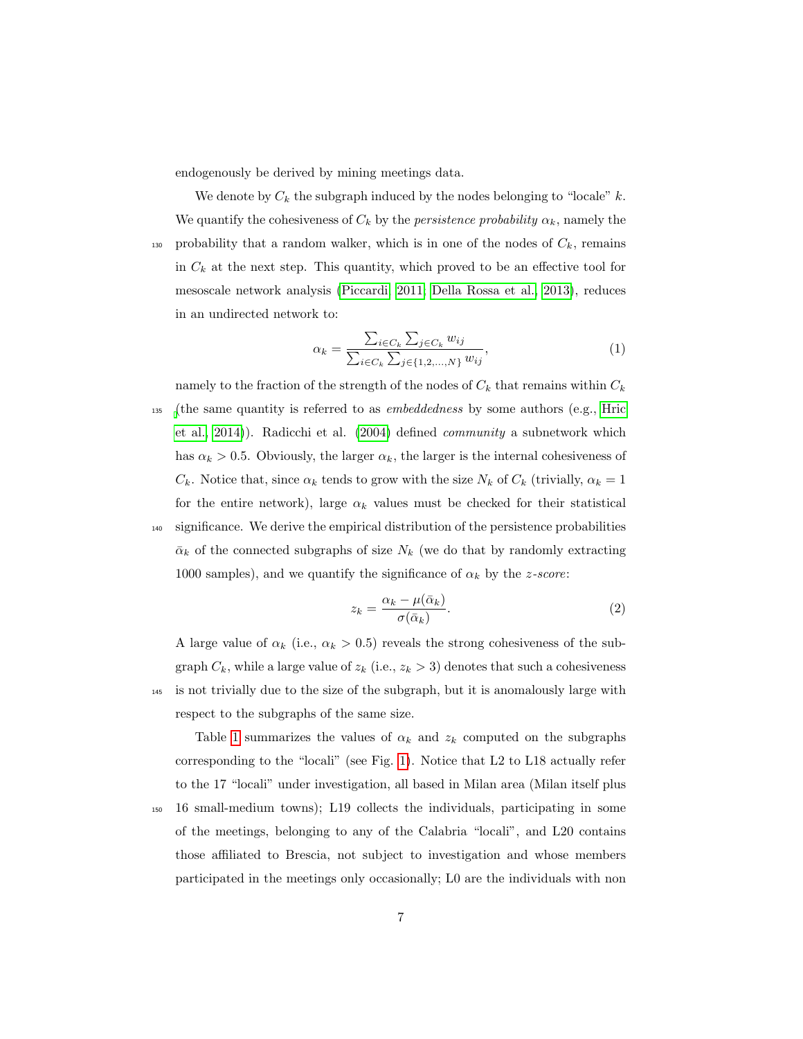endogenously be derived by mining meetings data.

We denote by $C_k$ the subgraph induced by the nodes belonging to "locale" $k$. We quantify the cohesiveness of $C_k$ by the *persistence probability* $\alpha_k$, namely the probability that a random walker, which is in one of the nodes of $C_k$, remains in $C_k$ at the next step. This quantity, which proved to be an effective tool for mesoscale network analysis (Piccardi, 2011; Della Rossa et al., 2013), reduces in an undirected network to:

$$\alpha_k = \frac{\sum_{i \in C_k} \sum_{j \in C_k} w_{ij}}{\sum_{i \in C_k} \sum_{j \in \{1,2,\ldots,N\}} w_{ij}}, \tag{1}$$

namely to the fraction of the strength of the nodes of $C_k$ that remains within $C_k$ (the same quantity is referred to as *embeddedness* by some authors (e.g., Hric et al., 2014)). Radicchi et al. (2004) defined *community* a subnetwork which has $\alpha_k > 0.5$. Obviously, the larger $\alpha_k$, the larger is the internal cohesiveness of $C_k$. Notice that, since $\alpha_k$ tends to grow with the size $N_k$ of $C_k$ (trivially, $\alpha_k = 1$ for the entire network), large $\alpha_k$ values must be checked for their statistical significance. We derive the empirical distribution of the persistence probabilities $\bar{\alpha}_k$ of the connected subgraphs of size $N_k$ (we do that by randomly extracting 1000 samples), and we quantify the significance of $\alpha_k$ by the *z-score*:

$$z_k = \frac{\alpha_k - \mu(\bar{\alpha}_k)}{\sigma(\bar{\alpha}_k)}. \tag{2}$$

A large value of $\alpha_k$ (i.e., $\alpha_k > 0.5$) reveals the strong cohesiveness of the subgraph $C_k$, while a large value of $z_k$ (i.e., $z_k > 3$) denotes that such a cohesiveness is not trivially due to the size of the subgraph, but it is anomalously large with respect to the subgraphs of the same size.

Table 1 summarizes the values of $\alpha_k$ and $z_k$ computed on the subgraphs corresponding to the "locali" (see Fig. 1). Notice that L2 to L18 actually refer to the 17 "locali" under investigation, all based in Milan area (Milan itself plus 16 small-medium towns); L19 collects the individuals, participating in some of the meetings, belonging to any of the Calabria "locali", and L20 contains those affiliated to Brescia, not subject to investigation and whose members participated in the meetings only occasionally; L0 are the individuals with non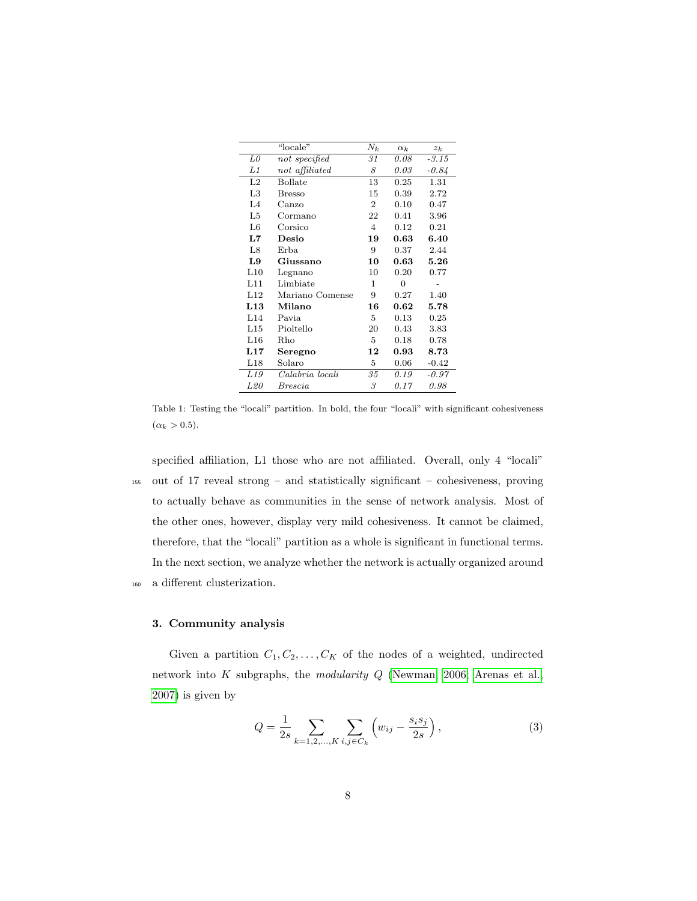| | "locale" | $N_k$ | $\alpha_k$ | $z_k$ |
|---|---|---|---|---|
| *L0* | *not specified* | *31* | *0.08* | *-3.15* |
| *L1* | *not affiliated* | *8* | *0.03* | *-0.84* |
| L2 | Bollate | 13 | 0.25 | 1.31 |
| L3 | Bresso | 15 | 0.39 | 2.72 |
| L4 | Canzo | 2 | 0.10 | 0.47 |
| L5 | Cormano | 22 | 0.41 | 3.96 |
| L6 | Corsico | 4 | 0.12 | 0.21 |
| **L7** | **Desio** | **19** | **0.63** | **6.40** |
| L8 | Erba | 9 | 0.37 | 2.44 |
| **L9** | **Giussano** | **10** | **0.63** | **5.26** |
| L10 | Legnano | 10 | 0.20 | 0.77 |
| L11 | Limbiate | 1 | 0 | - |
| L12 | Mariano Comense | 9 | 0.27 | 1.40 |
| **L13** | **Milano** | **16** | **0.62** | **5.78** |
| L14 | Pavia | 5 | 0.13 | 0.25 |
| L15 | Pioltello | 20 | 0.43 | 3.83 |
| L16 | Rho | 5 | 0.18 | 0.78 |
| **L17** | **Seregno** | **12** | **0.93** | **8.73** |
| L18 | Solaro | 5 | 0.06 | -0.42 |
| *L19* | *Calabria locali* | *35* | *0.19* | *-0.97* |
| *L20* | *Brescia* | *3* | *0.17* | *0.98* |

Table 1: Testing the "locali" partition. In bold, the four "locali" with significant cohesiveness ($\alpha_k > 0.5$).

specified affiliation, L1 those who are not affiliated. Overall, only 4 "locali" out of 17 reveal strong – and statistically significant – cohesiveness, proving to actually behave as communities in the sense of network analysis. Most of the other ones, however, display very mild cohesiveness. It cannot be claimed, therefore, that the "locali" partition as a whole is significant in functional terms. In the next section, we analyze whether the network is actually organized around a different clusterization.

## 3. Community analysis

Given a partition $C_1, C_2, \ldots, C_K$ of the nodes of a weighted, undirected network into $K$ subgraphs, the *modularity* $Q$ (Newman, 2006; Arenas et al., 2007) is given by

$$Q = \frac{1}{2s} \sum_{k=1,2,\ldots,K} \sum_{i,j \in C_k} \left( w_{ij} - \frac{s_i s_j}{2s} \right), \tag{3}$$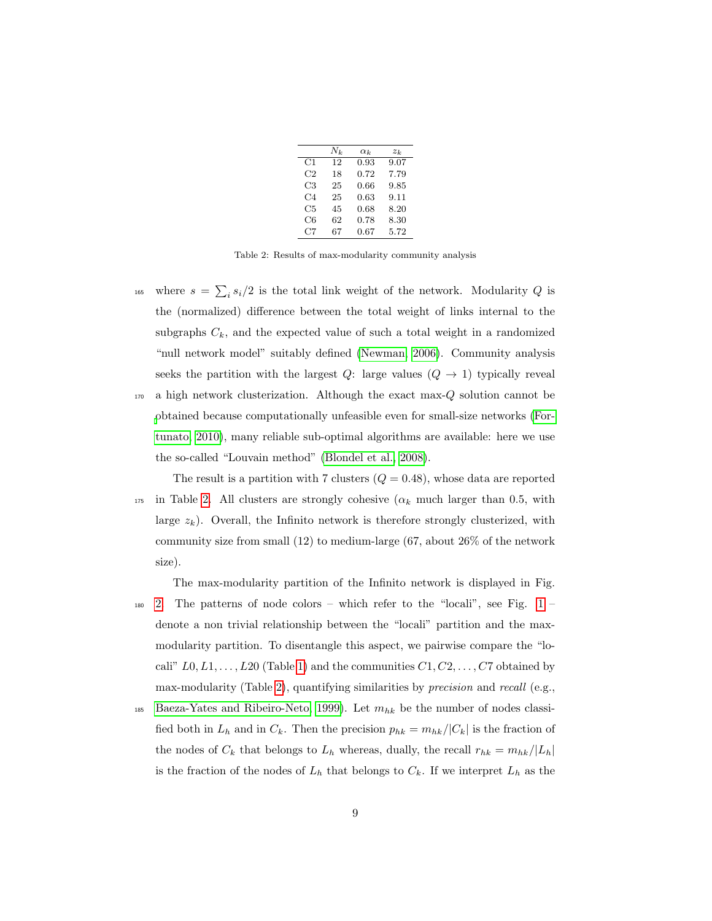|  | $N_k$ | $\alpha_k$ | $z_k$ |
|---|---|---|---|
| C1 | 12 | 0.93 | 9.07 |
| C2 | 18 | 0.72 | 7.79 |
| C3 | 25 | 0.66 | 9.85 |
| C4 | 25 | 0.63 | 9.11 |
| C5 | 45 | 0.68 | 8.20 |
| C6 | 62 | 0.78 | 8.30 |
| C7 | 67 | 0.67 | 5.72 |

Table 2: Results of max-modularity community analysis

where $s = \sum_i s_i/2$ is the total link weight of the network. Modularity $Q$ is the (normalized) difference between the total weight of links internal to the subgraphs $C_k$, and the expected value of such a total weight in a randomized "null network model" suitably defined (Newman, 2006). Community analysis seeks the partition with the largest $Q$: large values ($Q \to 1$) typically reveal a high network clusterization. Although the exact max-$Q$ solution cannot be obtained because computationally unfeasible even for small-size networks (Fortunato, 2010), many reliable sub-optimal algorithms are available: here we use the so-called "Louvain method" (Blondel et al., 2008).

The result is a partition with 7 clusters ($Q = 0.48$), whose data are reported in Table 2. All clusters are strongly cohesive ($\alpha_k$ much larger than 0.5, with large $z_k$). Overall, the Infinito network is therefore strongly clusterized, with community size from small (12) to medium-large (67, about 26% of the network size).

The max-modularity partition of the Infinito network is displayed in Fig. 2. The patterns of node colors – which refer to the "locali", see Fig. 1 – denote a non trivial relationship between the "locali" partition and the max-modularity partition. To disentangle this aspect, we pairwise compare the "locali" $L0, L1, \ldots, L20$ (Table 1) and the communities $C1, C2, \ldots, C7$ obtained by max-modularity (Table 2), quantifying similarities by *precision* and *recall* (e.g., Baeza-Yates and Ribeiro-Neto, 1999). Let $m_{hk}$ be the number of nodes classified both in $L_h$ and in $C_k$. Then the precision $p_{hk} = m_{hk}/|C_k|$ is the fraction of the nodes of $C_k$ that belongs to $L_h$ whereas, dually, the recall $r_{hk} = m_{hk}/|L_h|$ is the fraction of the nodes of $L_h$ that belongs to $C_k$. If we interpret $L_h$ as the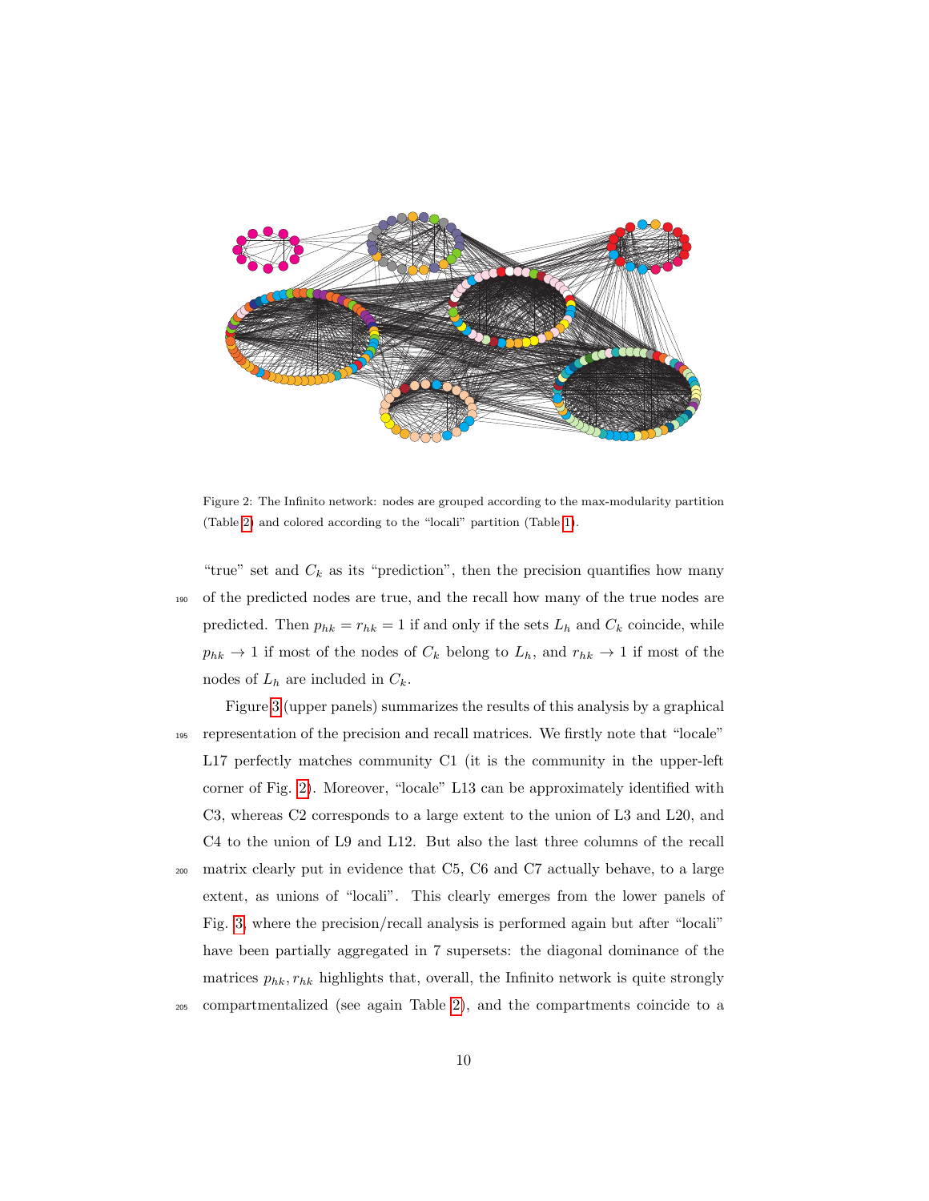Figure 2: The Infinito network: nodes are grouped according to the max-modularity partition (Table 2) and colored according to the "locali" partition (Table 1).

"true" set and $C_k$ as its "prediction", then the precision quantifies how many of the predicted nodes are true, and the recall how many of the true nodes are predicted. Then $p_{hk} = r_{hk} = 1$ if and only if the sets $L_h$ and $C_k$ coincide, while $p_{hk} \to 1$ if most of the nodes of $C_k$ belong to $L_h$, and $r_{hk} \to 1$ if most of the nodes of $L_h$ are included in $C_k$.

Figure 3 (upper panels) summarizes the results of this analysis by a graphical representation of the precision and recall matrices. We firstly note that "locale" L17 perfectly matches community C1 (it is the community in the upper-left corner of Fig. 2). Moreover, "locale" L13 can be approximately identified with C3, whereas C2 corresponds to a large extent to the union of L3 and L20, and C4 to the union of L9 and L12. But also the last three columns of the recall matrix clearly put in evidence that C5, C6 and C7 actually behave, to a large extent, as unions of "locali". This clearly emerges from the lower panels of Fig. 3, where the precision/recall analysis is performed again but after "locali" have been partially aggregated in 7 supersets: the diagonal dominance of the matrices $p_{hk}, r_{hk}$ highlights that, overall, the Infinito network is quite strongly compartmentalized (see again Table 2), and the compartments coincide to a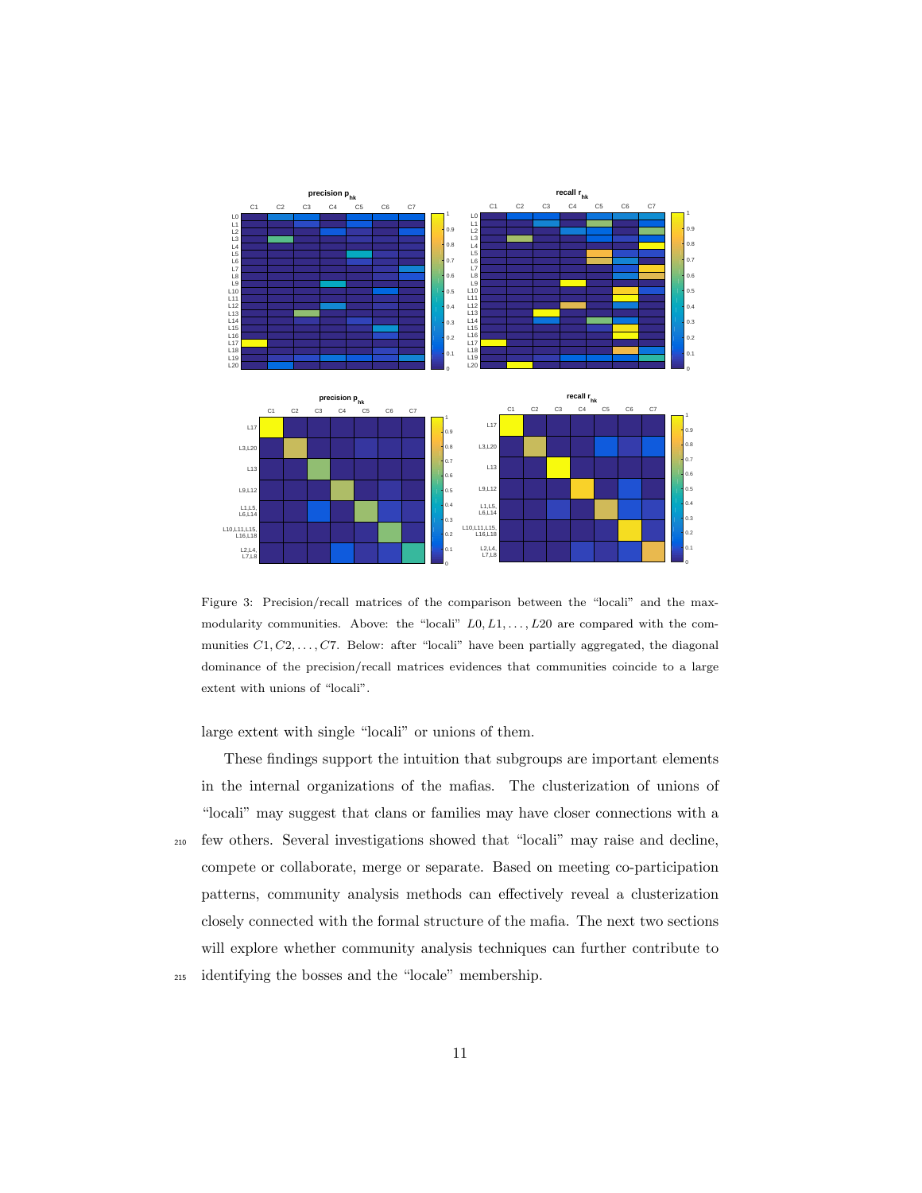Figure 3: Precision/recall matrices of the comparison between the "locali" and the max-modularity communities. Above: the "locali" $L0, L1, \ldots, L20$ are compared with the communities $C1, C2, \ldots, C7$. Below: after "locali" have been partially aggregated, the diagonal dominance of the precision/recall matrices evidences that communities coincide to a large extent with unions of "locali".

large extent with single "locali" or unions of them.

These findings support the intuition that subgroups are important elements in the internal organizations of the mafias. The clusterization of unions of "locali" may suggest that clans or families may have closer connections with a few others. Several investigations showed that "locali" may raise and decline, compete or collaborate, merge or separate. Based on meeting co-participation patterns, community analysis methods can effectively reveal a clusterization closely connected with the formal structure of the mafia. The next two sections will explore whether community analysis techniques can further contribute to identifying the bosses and the "locale" membership.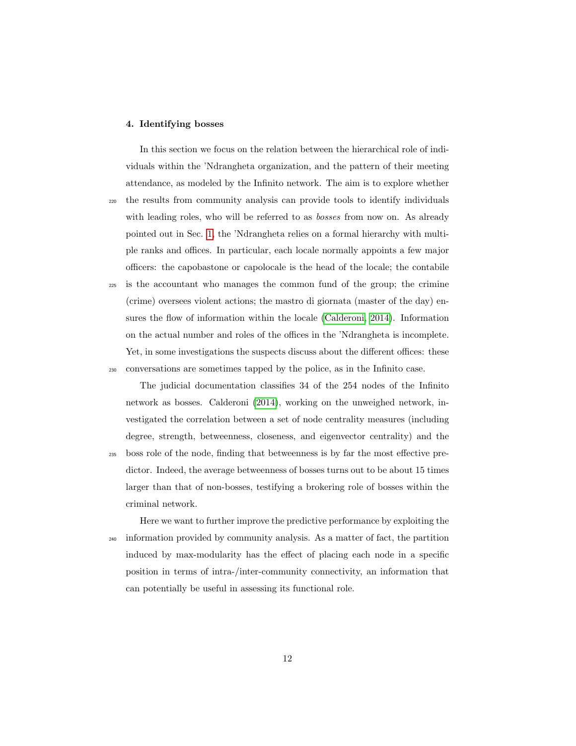## 4. Identifying bosses

In this section we focus on the relation between the hierarchical role of individuals within the 'Ndrangheta organization, and the pattern of their meeting attendance, as modeled by the Infinito network. The aim is to explore whether the results from community analysis can provide tools to identify individuals with leading roles, who will be referred to as *bosses* from now on. As already pointed out in Sec. 1, the 'Ndrangheta relies on a formal hierarchy with multiple ranks and offices. In particular, each locale normally appoints a few major officers: the capobastone or capolocale is the head of the locale; the contabile is the accountant who manages the common fund of the group; the crimine (crime) oversees violent actions; the mastro di giornata (master of the day) ensures the flow of information within the locale (Calderoni, 2014). Information on the actual number and roles of the offices in the 'Ndrangheta is incomplete. Yet, in some investigations the suspects discuss about the different offices: these conversations are sometimes tapped by the police, as in the Infinito case.

The judicial documentation classifies 34 of the 254 nodes of the Infinito network as bosses. Calderoni (2014), working on the unweighed network, investigated the correlation between a set of node centrality measures (including degree, strength, betweenness, closeness, and eigenvector centrality) and the boss role of the node, finding that betweenness is by far the most effective predictor. Indeed, the average betweenness of bosses turns out to be about 15 times larger than that of non-bosses, testifying a brokering role of bosses within the criminal network.

Here we want to further improve the predictive performance by exploiting the information provided by community analysis. As a matter of fact, the partition induced by max-modularity has the effect of placing each node in a specific position in terms of intra-/inter-community connectivity, an information that can potentially be useful in assessing its functional role.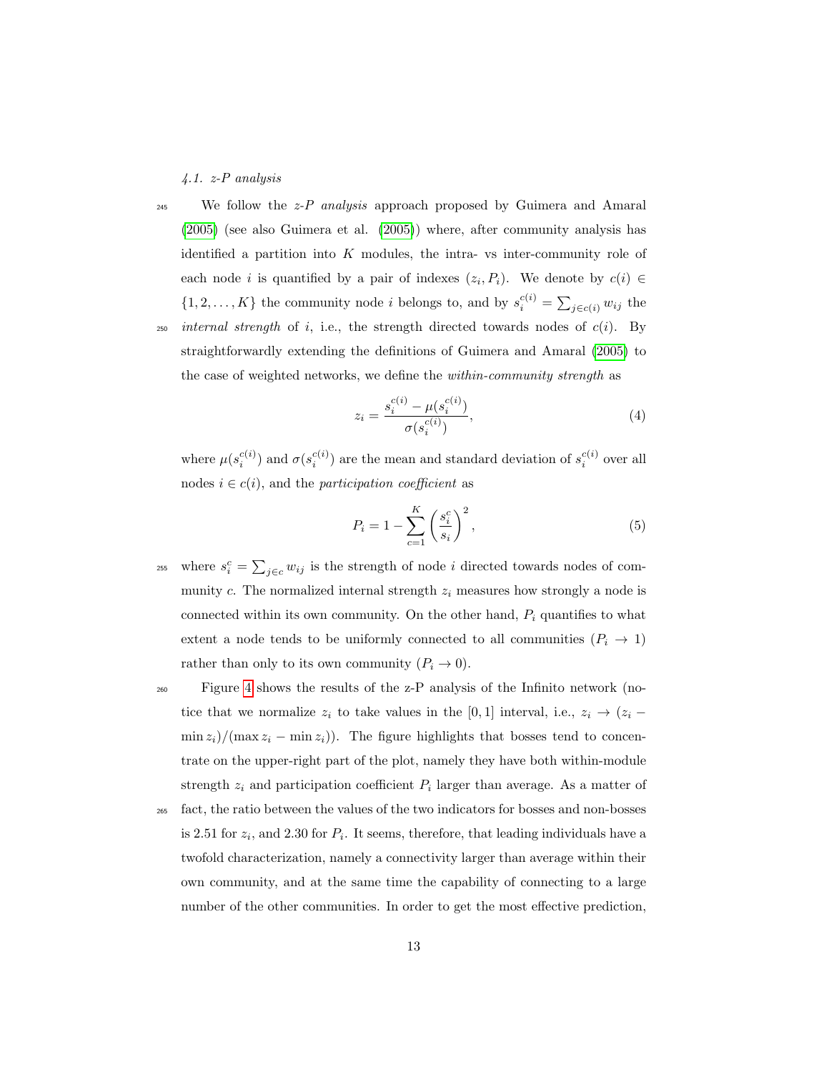### 4.1. z-P analysis

We follow the *z-P analysis* approach proposed by Guimera and Amaral (2005) (see also Guimera et al. (2005)) where, after community analysis has identified a partition into $K$ modules, the intra- vs inter-community role of each node $i$ is quantified by a pair of indexes $(z_i, P_i)$. We denote by $c(i) \in \{1, 2, \ldots, K\}$ the community node $i$ belongs to, and by $s_i^{c(i)} = \sum_{j \in c(i)} w_{ij}$ the *internal strength* of $i$, i.e., the strength directed towards nodes of $c(i)$. By straightforwardly extending the definitions of Guimera and Amaral (2005) to the case of weighted networks, we define the *within-community strength* as

$$z_i = \frac{s_i^{c(i)} - \mu(s_i^{c(i)})}{\sigma(s_i^{c(i)})}, \tag{4}$$

where $\mu(s_i^{c(i)})$ and $\sigma(s_i^{c(i)})$ are the mean and standard deviation of $s_i^{c(i)}$ over all nodes $i \in c(i)$, and the *participation coefficient* as

$$P_i = 1 - \sum_{c=1}^{K} \left( \frac{s_i^c}{s_i} \right)^2, \tag{5}$$

where $s_i^c = \sum_{j \in c} w_{ij}$ is the strength of node $i$ directed towards nodes of community $c$. The normalized internal strength $z_i$ measures how strongly a node is connected within its own community. On the other hand, $P_i$ quantifies to what extent a node tends to be uniformly connected to all communities ($P_i \to 1$) rather than only to its own community ($P_i \to 0$).

Figure 4 shows the results of the z-P analysis of the Infinito network (notice that we normalize $z_i$ to take values in the $[0, 1]$ interval, i.e., $z_i \to (z_i - \min z_i)/(\max z_i - \min z_i)$). The figure highlights that bosses tend to concentrate on the upper-right part of the plot, namely they have both within-module strength $z_i$ and participation coefficient $P_i$ larger than average. As a matter of fact, the ratio between the values of the two indicators for bosses and non-bosses is 2.51 for $z_i$, and 2.30 for $P_i$. It seems, therefore, that leading individuals have a twofold characterization, namely a connectivity larger than average within their own community, and at the same time the capability of connecting to a large number of the other communities. In order to get the most effective prediction,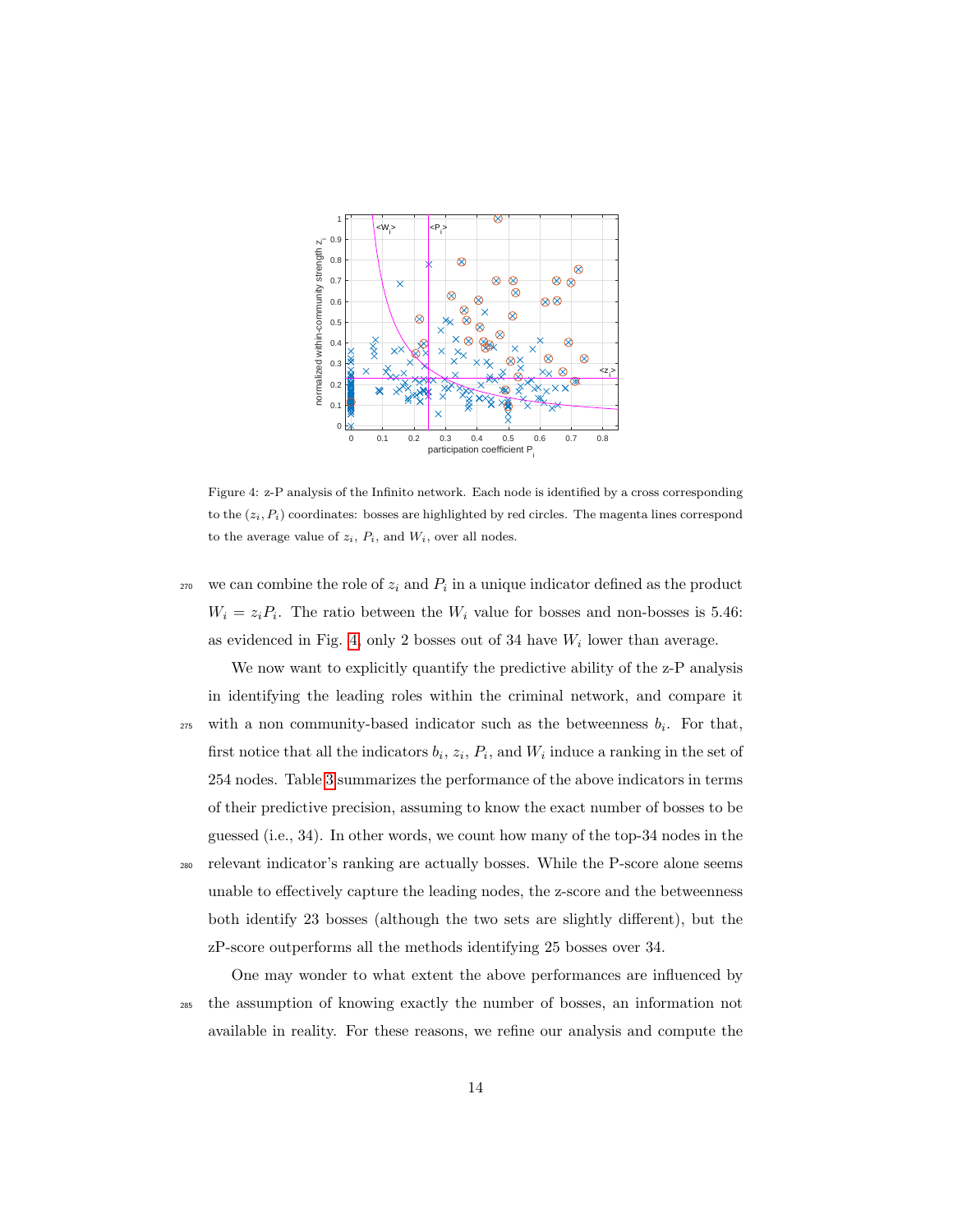Figure 4: z-P analysis of the Infinito network. Each node is identified by a cross corresponding to the $(z_i, P_i)$ coordinates: bosses are highlighted by red circles. The magenta lines correspond to the average value of $z_i$, $P_i$, and $W_i$, over all nodes.

we can combine the role of $z_i$ and $P_i$ in a unique indicator defined as the product $W_i = z_i P_i$. The ratio between the $W_i$ value for bosses and non-bosses is 5.46: as evidenced in Fig. 4, only 2 bosses out of 34 have $W_i$ lower than average.

We now want to explicitly quantify the predictive ability of the z-P analysis in identifying the leading roles within the criminal network, and compare it with a non community-based indicator such as the betweenness $b_i$. For that, first notice that all the indicators $b_i$, $z_i$, $P_i$, and $W_i$ induce a ranking in the set of 254 nodes. Table 3 summarizes the performance of the above indicators in terms of their predictive precision, assuming to know the exact number of bosses to be guessed (i.e., 34). In other words, we count how many of the top-34 nodes in the relevant indicator's ranking are actually bosses. While the P-score alone seems unable to effectively capture the leading nodes, the z-score and the betweenness both identify 23 bosses (although the two sets are slightly different), but the zP-score outperforms all the methods identifying 25 bosses over 34.

One may wonder to what extent the above performances are influenced by the assumption of knowing exactly the number of bosses, an information not available in reality. For these reasons, we refine our analysis and compute the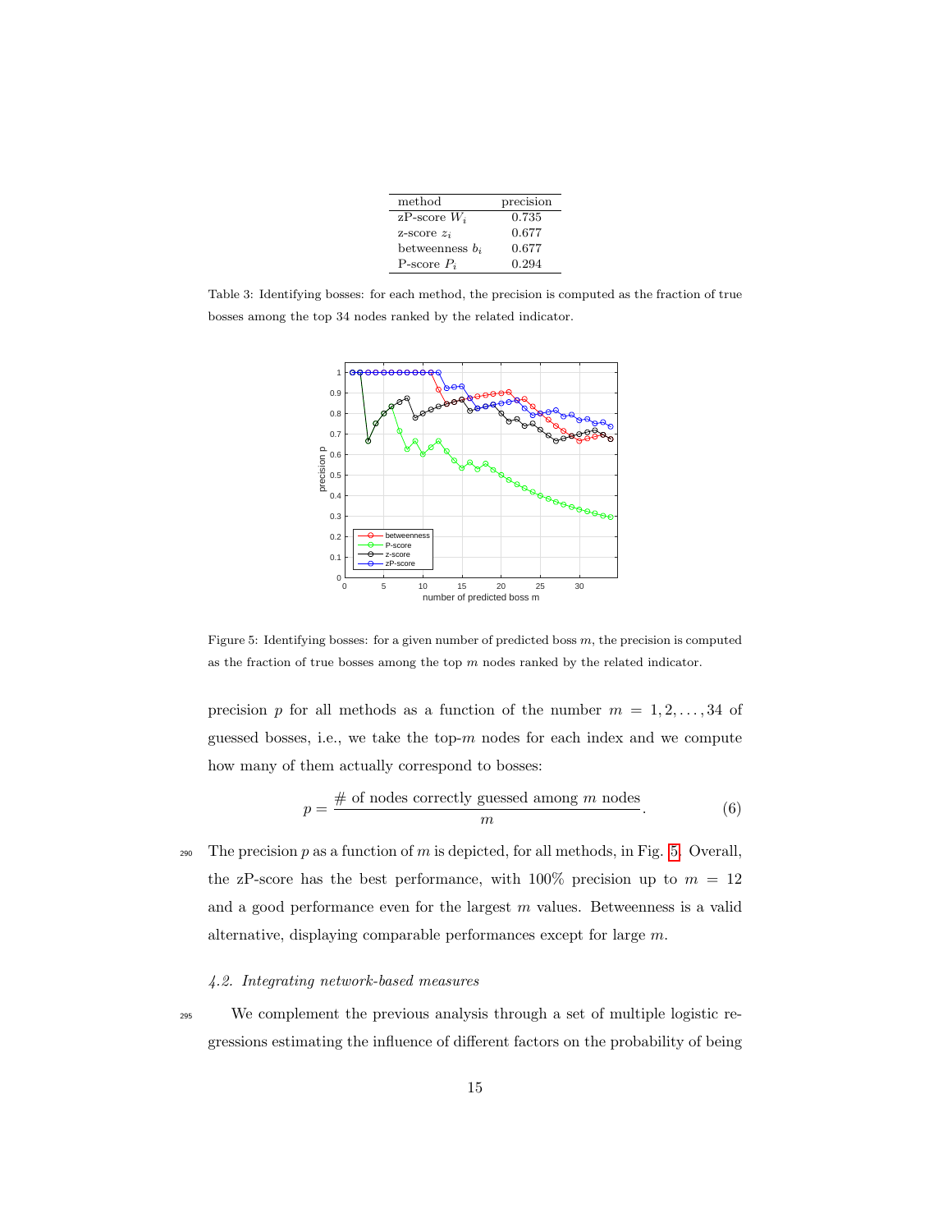| method | precision |
|---|---|
| zP-score $W_i$ | 0.735 |
| z-score $z_i$ | 0.677 |
| betweenness $b_i$ | 0.677 |
| P-score $P_i$ | 0.294 |

Table 3: Identifying bosses: for each method, the precision is computed as the fraction of true bosses among the top 34 nodes ranked by the related indicator.

Figure 5: Identifying bosses: for a given number of predicted boss $m$, the precision is computed as the fraction of true bosses among the top $m$ nodes ranked by the related indicator.

precision $p$ for all methods as a function of the number $m = 1, 2, \ldots, 34$ of guessed bosses, i.e., we take the top-$m$ nodes for each index and we compute how many of them actually correspond to bosses:

$$p = \frac{\#\text{ of nodes correctly guessed among } m \text{ nodes}}{m}. \tag{6}$$

The precision $p$ as a function of $m$ is depicted, for all methods, in Fig. 5. Overall, the zP-score has the best performance, with 100% precision up to $m = 12$ and a good performance even for the largest $m$ values. Betweenness is a valid alternative, displaying comparable performances except for large $m$.

### 4.2. Integrating network-based measures

We complement the previous analysis through a set of multiple logistic regressions estimating the influence of different factors on the probability of being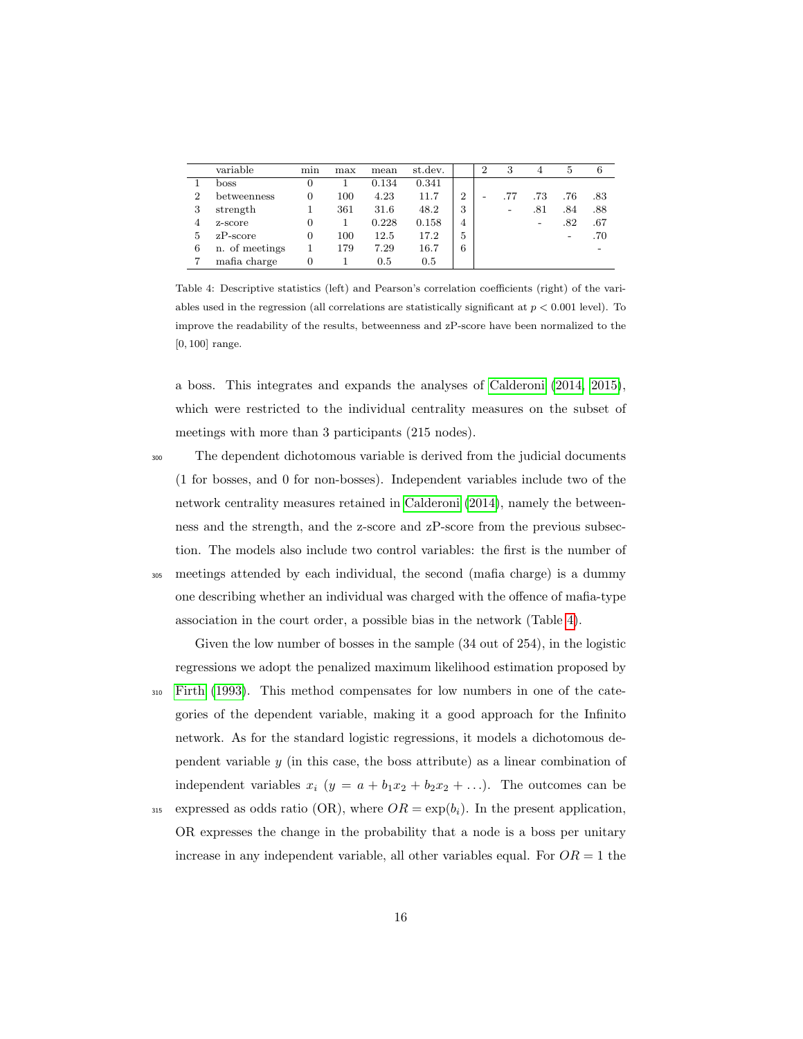| | variable | min | max | mean | st.dev. | | 2 | 3 | 4 | 5 | 6 |
|---|---|---|---|---|---|---|---|---|---|---|---|
| 1 | boss | 0 | 1 | 0.134 | 0.341 | | | | | | |
| 2 | betweenness | 0 | 100 | 4.23 | 11.7 | 2 | - | .77 | .73 | .76 | .83 |
| 3 | strength | 1 | 361 | 31.6 | 48.2 | 3 | | - | .81 | .84 | .88 |
| 4 | z-score | 0 | 1 | 0.228 | 0.158 | 4 | | | - | .82 | .67 |
| 5 | zP-score | 0 | 100 | 12.5 | 17.2 | 5 | | | | - | .70 |
| 6 | n. of meetings | 1 | 179 | 7.29 | 16.7 | 6 | | | | | - |
| 7 | mafia charge | 0 | 1 | 0.5 | 0.5 | | | | | | |

Table 4: Descriptive statistics (left) and Pearson's correlation coefficients (right) of the variables used in the regression (all correlations are statistically significant at $p < 0.001$ level). To improve the readability of the results, betweenness and zP-score have been normalized to the $[0, 100]$ range.

a boss. This integrates and expands the analyses of Calderoni (2014, 2015), which were restricted to the individual centrality measures on the subset of meetings with more than 3 participants (215 nodes).

The dependent dichotomous variable is derived from the judicial documents (1 for bosses, and 0 for non-bosses). Independent variables include two of the network centrality measures retained in Calderoni (2014), namely the betweenness and the strength, and the z-score and zP-score from the previous subsection. The models also include two control variables: the first is the number of meetings attended by each individual, the second (mafia charge) is a dummy one describing whether an individual was charged with the offence of mafia-type association in the court order, a possible bias in the network (Table 4).

Given the low number of bosses in the sample (34 out of 254), in the logistic regressions we adopt the penalized maximum likelihood estimation proposed by Firth (1993). This method compensates for low numbers in one of the categories of the dependent variable, making it a good approach for the Infinito network. As for the standard logistic regressions, it models a dichotomous dependent variable $y$ (in this case, the boss attribute) as a linear combination of independent variables $x_i$ ($y = a + b_1 x_2 + b_2 x_2 + \ldots$). The outcomes can be expressed as odds ratio (OR), where $OR = \exp(b_i)$. In the present application, OR expresses the change in the probability that a node is a boss per unitary increase in any independent variable, all other variables equal. For $OR = 1$ the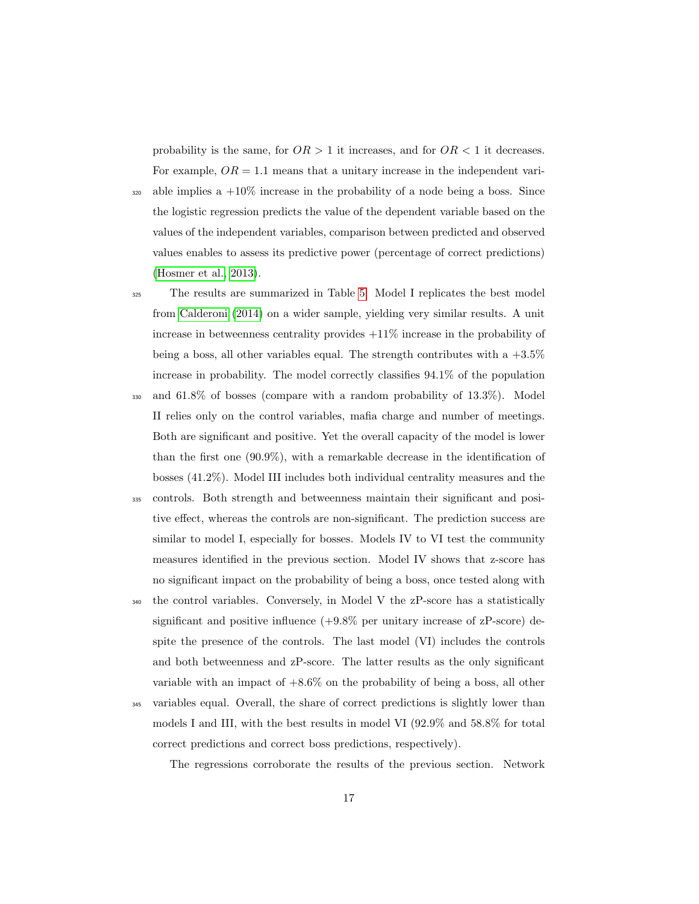probability is the same, for $OR > 1$ it increases, and for $OR < 1$ it decreases. For example, $OR = 1.1$ means that a unitary increase in the independent variable implies a +10% increase in the probability of a node being a boss. Since the logistic regression predicts the value of the dependent variable based on the values of the independent variables, comparison between predicted and observed values enables to assess its predictive power (percentage of correct predictions) (Hosmer et al., 2013).

The results are summarized in Table 5. Model I replicates the best model from Calderoni (2014) on a wider sample, yielding very similar results. A unit increase in betweenness centrality provides +11% increase in the probability of being a boss, all other variables equal. The strength contributes with a +3.5% increase in probability. The model correctly classifies 94.1% of the population and 61.8% of bosses (compare with a random probability of 13.3%). Model II relies only on the control variables, mafia charge and number of meetings. Both are significant and positive. Yet the overall capacity of the model is lower than the first one (90.9%), with a remarkable decrease in the identification of bosses (41.2%). Model III includes both individual centrality measures and the controls. Both strength and betweenness maintain their significant and positive effect, whereas the controls are non-significant. The prediction success are similar to model I, especially for bosses. Models IV to VI test the community measures identified in the previous section. Model IV shows that z-score has no significant impact on the probability of being a boss, once tested along with the control variables. Conversely, in Model V the zP-score has a statistically significant and positive influence (+9.8% per unitary increase of zP-score) despite the presence of the controls. The last model (VI) includes the controls and both betweenness and zP-score. The latter results as the only significant variable with an impact of +8.6% on the probability of being a boss, all other variables equal. Overall, the share of correct predictions is slightly lower than models I and III, with the best results in model VI (92.9% and 58.8% for total correct predictions and correct boss predictions, respectively).

The regressions corroborate the results of the previous section. Network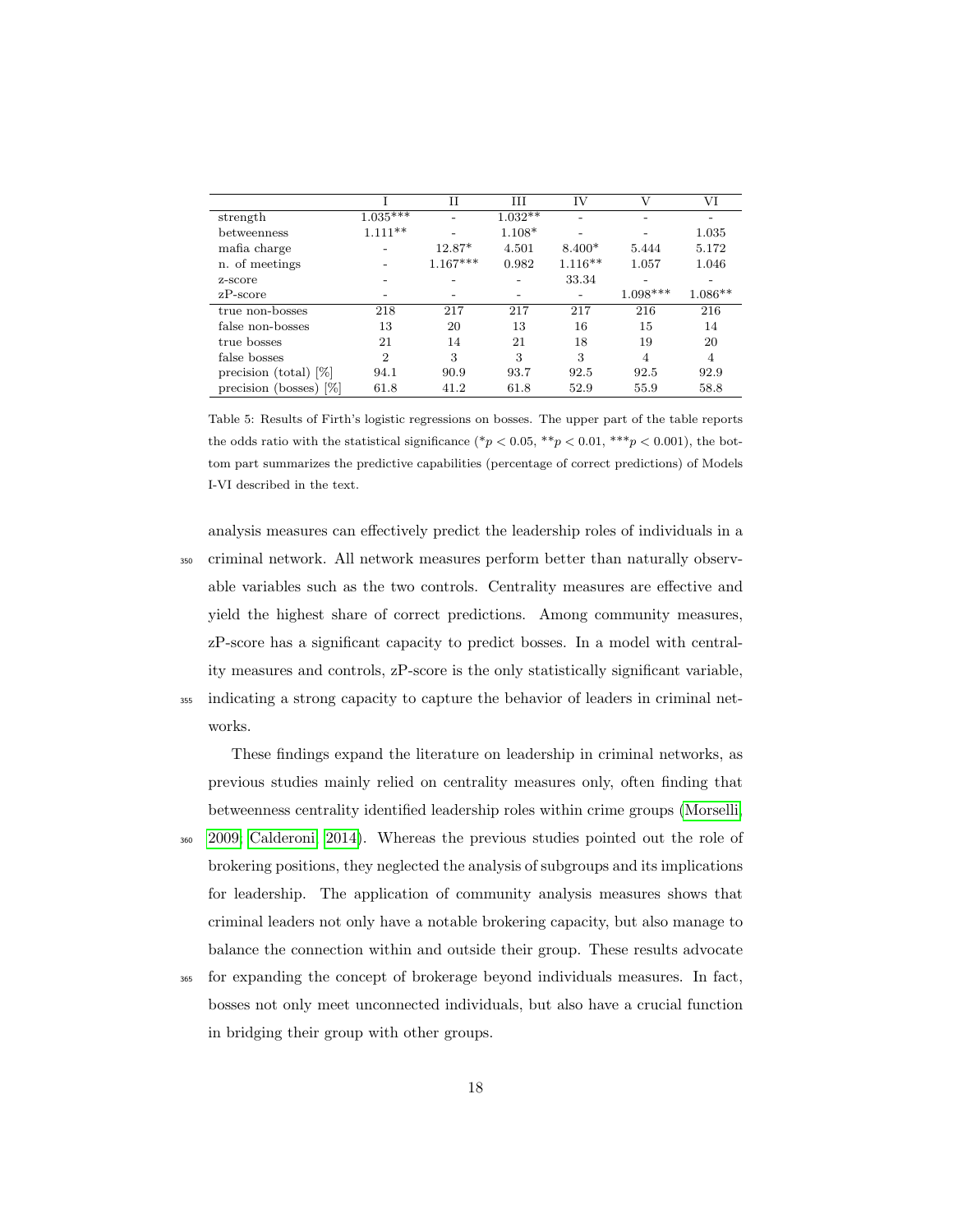| | I | II | III | IV | V | VI |
|---|---|---|---|---|---|---|
| strength | 1.035*** | - | 1.032** | - | - | - |
| betweenness | 1.111** | - | 1.108* | - | - | 1.035 |
| mafia charge | - | 12.87* | 4.501 | 8.400* | 5.444 | 5.172 |
| n. of meetings | - | 1.167*** | 0.982 | 1.116** | 1.057 | 1.046 |
| z-score | - | - | - | 33.34 | - | - |
| zP-score | - | - | - | - | 1.098*** | 1.086** |
| true non-bosses | 218 | 217 | 217 | 217 | 216 | 216 |
| false non-bosses | 13 | 20 | 13 | 16 | 15 | 14 |
| true bosses | 21 | 14 | 21 | 18 | 19 | 20 |
| false bosses | 2 | 3 | 3 | 3 | 4 | 4 |
| precision (total) [%] | 94.1 | 90.9 | 93.7 | 92.5 | 92.5 | 92.9 |
| precision (bosses) [%] | 61.8 | 41.2 | 61.8 | 52.9 | 55.9 | 58.8 |

Table 5: Results of Firth's logistic regressions on bosses. The upper part of the table reports the odds ratio with the statistical significance (* $p < 0.05$, ** $p < 0.01$, *** $p < 0.001$), the bottom part summarizes the predictive capabilities (percentage of correct predictions) of Models I-VI described in the text.

analysis measures can effectively predict the leadership roles of individuals in a criminal network. All network measures perform better than naturally observable variables such as the two controls. Centrality measures are effective and yield the highest share of correct predictions. Among community measures, zP-score has a significant capacity to predict bosses. In a model with centrality measures and controls, zP-score is the only statistically significant variable, indicating a strong capacity to capture the behavior of leaders in criminal networks.

These findings expand the literature on leadership in criminal networks, as previous studies mainly relied on centrality measures only, often finding that betweenness centrality identified leadership roles within crime groups (Morselli, 2009; Calderoni, 2014). Whereas the previous studies pointed out the role of brokering positions, they neglected the analysis of subgroups and its implications for leadership. The application of community analysis measures shows that criminal leaders not only have a notable brokering capacity, but also manage to balance the connection within and outside their group. These results advocate for expanding the concept of brokerage beyond individuals measures. In fact, bosses not only meet unconnected individuals, but also have a crucial function in bridging their group with other groups.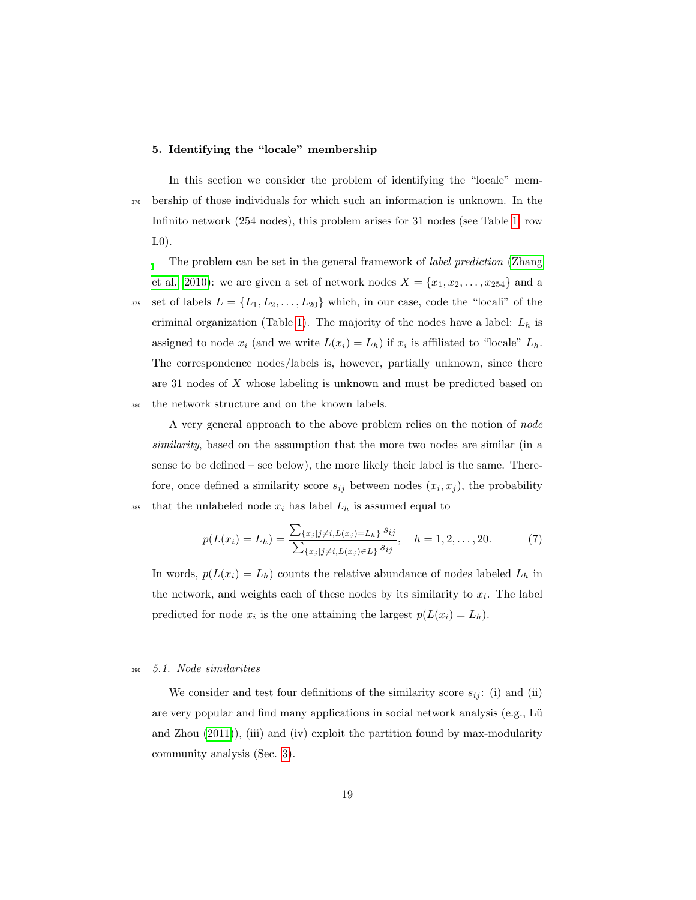## 5. Identifying the "locale" membership

In this section we consider the problem of identifying the "locale" membership of those individuals for which such an information is unknown. In the Infinito network (254 nodes), this problem arises for 31 nodes (see Table 1, row L0).

The problem can be set in the general framework of *label prediction* (Zhang et al., 2010): we are given a set of network nodes $X = \{x_1, x_2, \ldots, x_{254}\}$ and a set of labels $L = \{L_1, L_2, \ldots, L_{20}\}$ which, in our case, code the "locali" of the criminal organization (Table 1). The majority of the nodes have a label: $L_h$ is assigned to node $x_i$ (and we write $L(x_i) = L_h$) if $x_i$ is affiliated to "locale" $L_h$. The correspondence nodes/labels is, however, partially unknown, since there are 31 nodes of $X$ whose labeling is unknown and must be predicted based on the network structure and on the known labels.

A very general approach to the above problem relies on the notion of *node similarity*, based on the assumption that the more two nodes are similar (in a sense to be defined – see below), the more likely their label is the same. Therefore, once defined a similarity score $s_{ij}$ between nodes $(x_i, x_j)$, the probability that the unlabeled node $x_i$ has label $L_h$ is assumed equal to

$$p(L(x_i) = L_h) = \frac{\sum_{\{x_j | j \neq i, L(x_j) = L_h\}} s_{ij}}{\sum_{\{x_j | j \neq i, L(x_j) \in L\}} s_{ij}}, \quad h = 1, 2, \ldots, 20. \tag{7}$$

In words, $p(L(x_i) = L_h)$ counts the relative abundance of nodes labeled $L_h$ in the network, and weights each of these nodes by its similarity to $x_i$. The label predicted for node $x_i$ is the one attaining the largest $p(L(x_i) = L_h)$.

### 5.1. Node similarities

We consider and test four definitions of the similarity score $s_{ij}$: (i) and (ii) are very popular and find many applications in social network analysis (e.g., Lü and Zhou (2011)), (iii) and (iv) exploit the partition found by max-modularity community analysis (Sec. 3).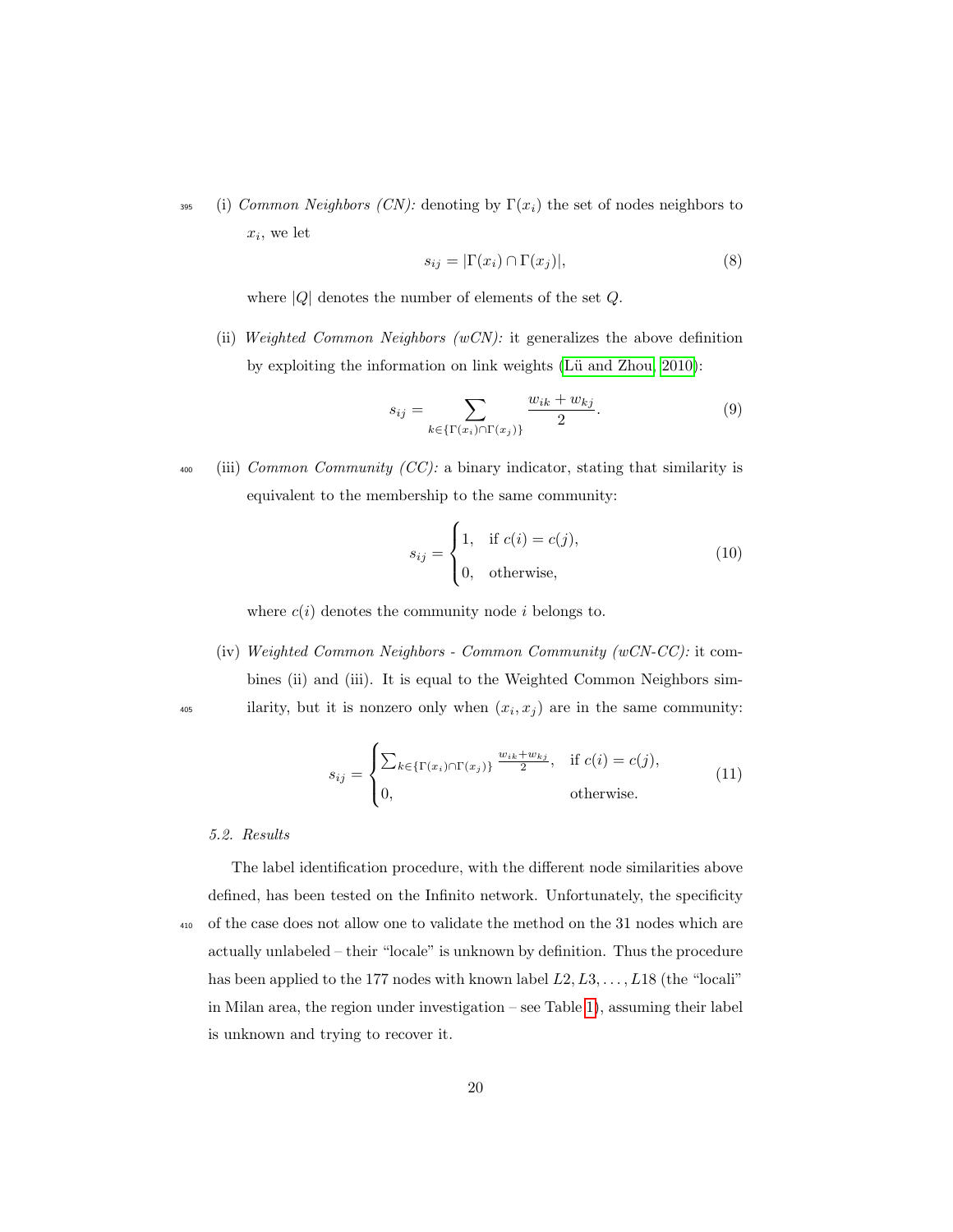(i) *Common Neighbors (CN):* denoting by $\Gamma(x_i)$ the set of nodes neighbors to $x_i$, we let

$$s_{ij} = |\Gamma(x_i) \cap \Gamma(x_j)|, \tag{8}$$

where $|Q|$ denotes the number of elements of the set $Q$.

(ii) *Weighted Common Neighbors (wCN):* it generalizes the above definition by exploiting the information on link weights (Lü and Zhou, 2010):

$$s_{ij} = \sum_{k \in \{\Gamma(x_i) \cap \Gamma(x_j)\}} \frac{w_{ik} + w_{kj}}{2}. \tag{9}$$

(iii) *Common Community (CC):* a binary indicator, stating that similarity is equivalent to the membership to the same community:

$$s_{ij} = \begin{cases} 1, & \text{if } c(i) = c(j), \\ 0, & \text{otherwise,} \end{cases} \tag{10}$$

where $c(i)$ denotes the community node $i$ belongs to.

(iv) *Weighted Common Neighbors - Common Community (wCN-CC):* it combines (ii) and (iii). It is equal to the Weighted Common Neighbors similarity, but it is nonzero only when $(x_i, x_j)$ are in the same community:

$$s_{ij} = \begin{cases} \sum_{k \in \{\Gamma(x_i) \cap \Gamma(x_j)\}} \frac{w_{ik} + w_{kj}}{2}, & \text{if } c(i) = c(j), \\ 0, & \text{otherwise.} \end{cases} \tag{11}$$

### 5.2. Results

The label identification procedure, with the different node similarities above defined, has been tested on the Infinito network. Unfortunately, the specificity of the case does not allow one to validate the method on the 31 nodes which are actually unlabeled – their "locale" is unknown by definition. Thus the procedure has been applied to the 177 nodes with known label $L2, L3, \ldots, L18$ (the "locali" in Milan area, the region under investigation – see Table 1), assuming their label is unknown and trying to recover it.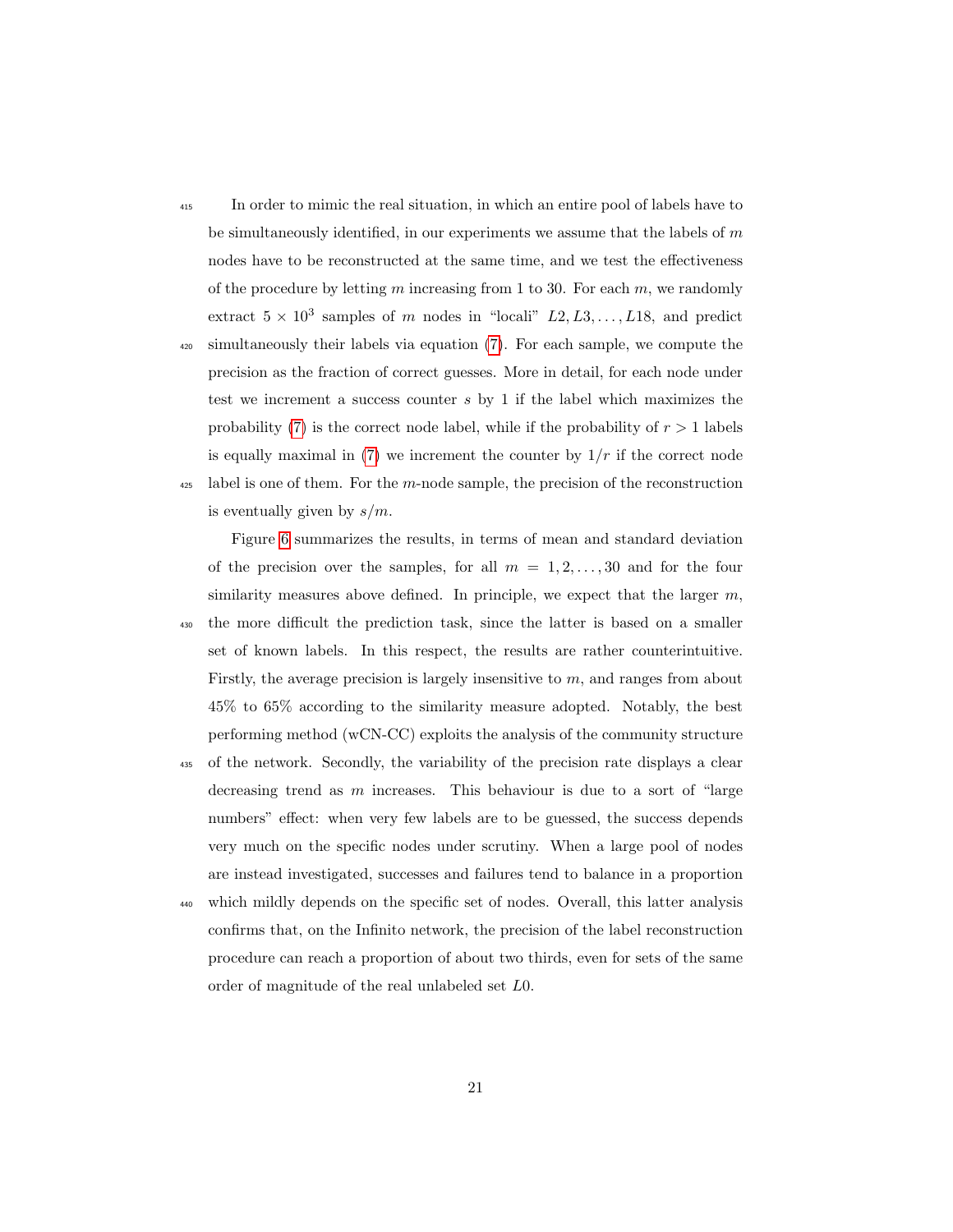In order to mimic the real situation, in which an entire pool of labels have to be simultaneously identified, in our experiments we assume that the labels of $m$ nodes have to be reconstructed at the same time, and we test the effectiveness of the procedure by letting $m$ increasing from 1 to 30. For each $m$, we randomly extract $5 \times 10^3$ samples of $m$ nodes in "locali" $L2, L3, \ldots, L18$, and predict simultaneously their labels via equation (7). For each sample, we compute the precision as the fraction of correct guesses. More in detail, for each node under test we increment a success counter $s$ by 1 if the label which maximizes the probability (7) is the correct node label, while if the probability of $r > 1$ labels is equally maximal in (7) we increment the counter by $1/r$ if the correct node label is one of them. For the $m$-node sample, the precision of the reconstruction is eventually given by $s/m$.

Figure 6 summarizes the results, in terms of mean and standard deviation of the precision over the samples, for all $m = 1, 2, \ldots, 30$ and for the four similarity measures above defined. In principle, we expect that the larger $m$, the more difficult the prediction task, since the latter is based on a smaller set of known labels. In this respect, the results are rather counterintuitive. Firstly, the average precision is largely insensitive to $m$, and ranges from about 45% to 65% according to the similarity measure adopted. Notably, the best performing method (wCN-CC) exploits the analysis of the community structure of the network. Secondly, the variability of the precision rate displays a clear decreasing trend as $m$ increases. This behaviour is due to a sort of "large numbers" effect: when very few labels are to be guessed, the success depends very much on the specific nodes under scrutiny. When a large pool of nodes are instead investigated, successes and failures tend to balance in a proportion which mildly depends on the specific set of nodes. Overall, this latter analysis confirms that, on the Infinito network, the precision of the label reconstruction procedure can reach a proportion of about two thirds, even for sets of the same order of magnitude of the real unlabeled set $L0$.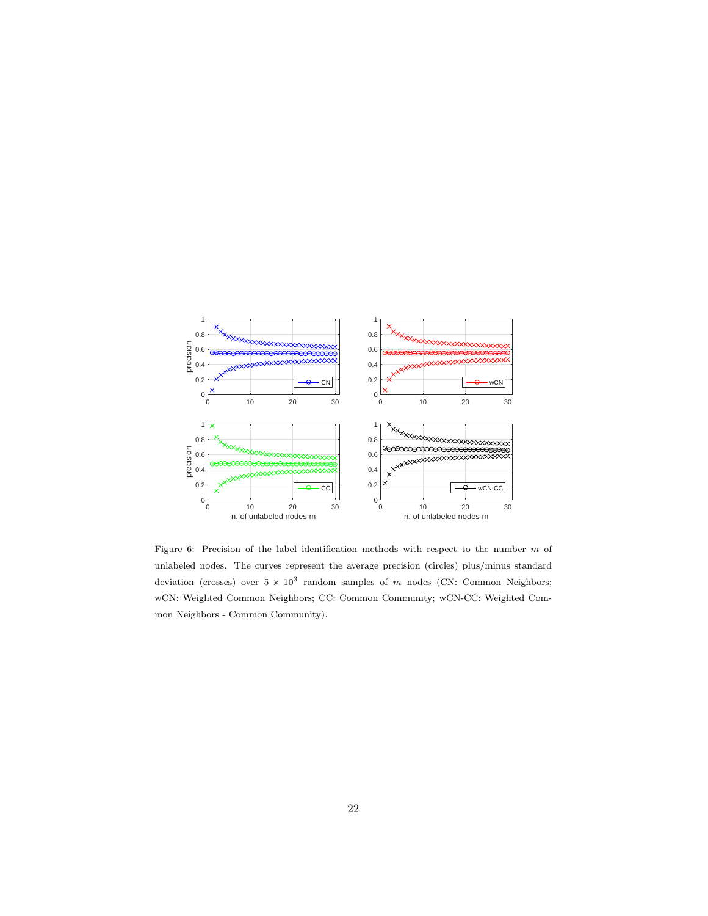Figure 6: Precision of the label identification methods with respect to the number $m$ of unlabeled nodes. The curves represent the average precision (circles) plus/minus standard deviation (crosses) over $5 \times 10^3$ random samples of $m$ nodes (CN: Common Neighbors; wCN: Weighted Common Neighbors; CC: Common Community; wCN-CC: Weighted Common Neighbors - Common Community).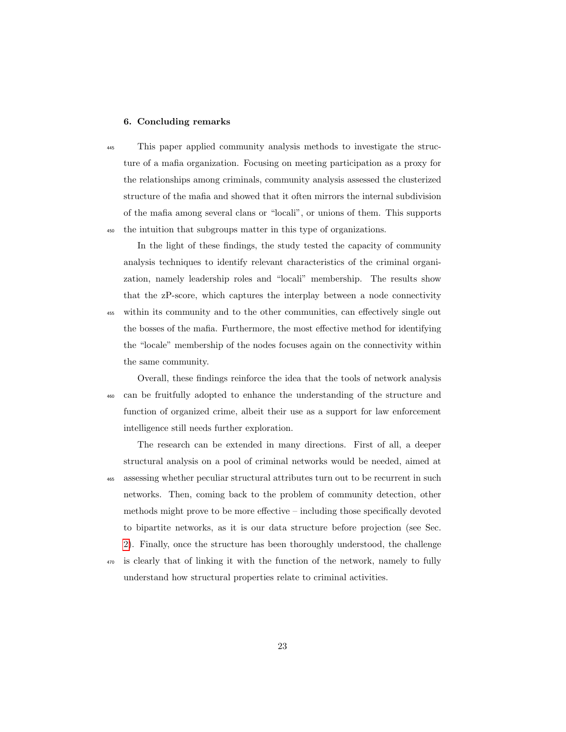## 6. Concluding remarks

This paper applied community analysis methods to investigate the structure of a mafia organization. Focusing on meeting participation as a proxy for the relationships among criminals, community analysis assessed the clusterized structure of the mafia and showed that it often mirrors the internal subdivision of the mafia among several clans or "locali", or unions of them. This supports the intuition that subgroups matter in this type of organizations.

In the light of these findings, the study tested the capacity of community analysis techniques to identify relevant characteristics of the criminal organization, namely leadership roles and "locali" membership. The results show that the zP-score, which captures the interplay between a node connectivity within its community and to the other communities, can effectively single out the bosses of the mafia. Furthermore, the most effective method for identifying the "locale" membership of the nodes focuses again on the connectivity within the same community.

Overall, these findings reinforce the idea that the tools of network analysis can be fruitfully adopted to enhance the understanding of the structure and function of organized crime, albeit their use as a support for law enforcement intelligence still needs further exploration.

The research can be extended in many directions. First of all, a deeper structural analysis on a pool of criminal networks would be needed, aimed at assessing whether peculiar structural attributes turn out to be recurrent in such networks. Then, coming back to the problem of community detection, other methods might prove to be more effective – including those specifically devoted to bipartite networks, as it is our data structure before projection (see Sec. 2). Finally, once the structure has been thoroughly understood, the challenge is clearly that of linking it with the function of the network, namely to fully understand how structural properties relate to criminal activities.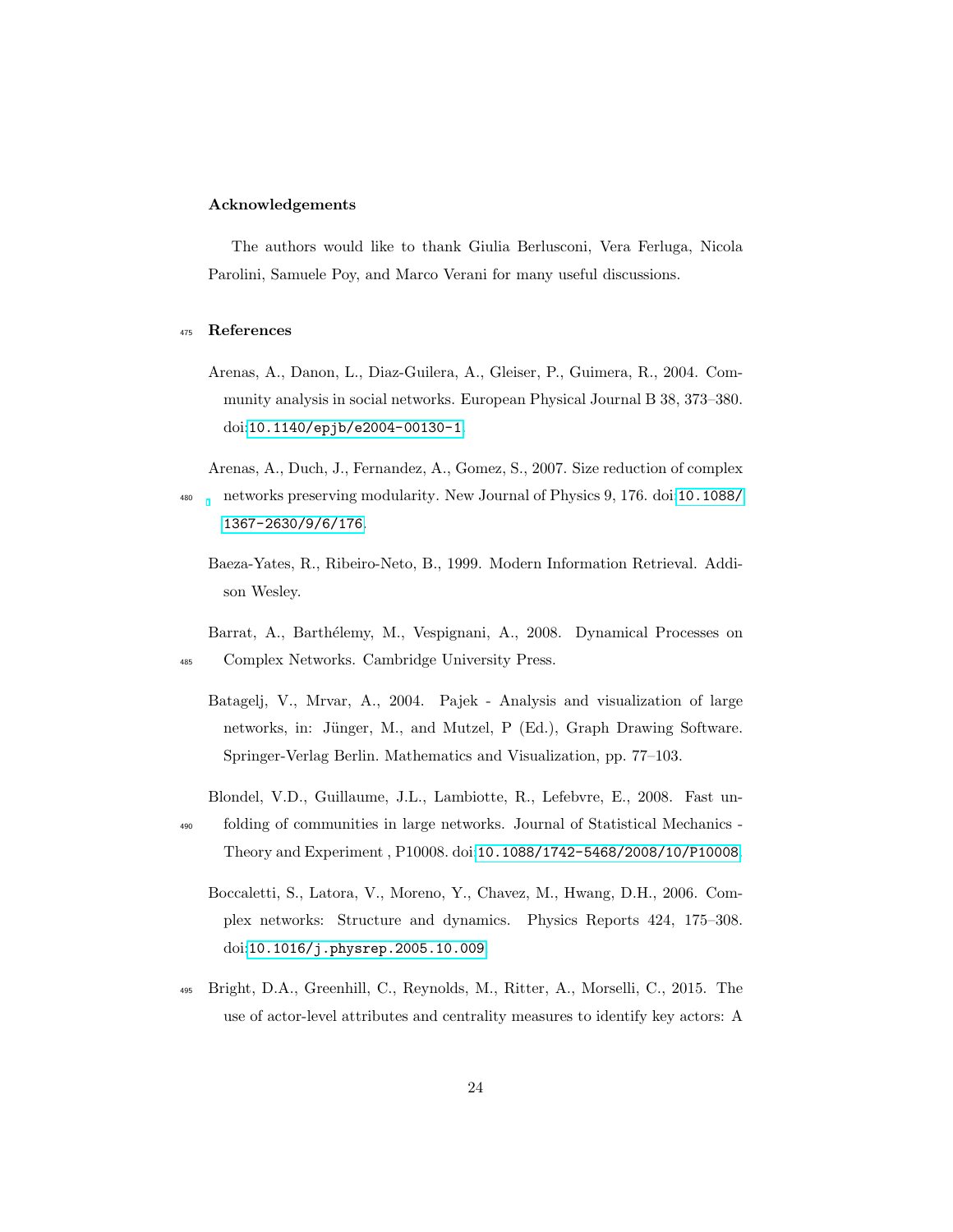## Acknowledgements

The authors would like to thank Giulia Berlusconi, Vera Ferluga, Nicola Parolini, Samuele Poy, and Marco Verani for many useful discussions.

## References

Arenas, A., Danon, L., Diaz-Guilera, A., Gleiser, P., Guimera, R., 2004. Community analysis in social networks. European Physical Journal B 38, 373–380. doi:10.1140/epjb/e2004-00130-1.

Arenas, A., Duch, J., Fernandez, A., Gomez, S., 2007. Size reduction of complex networks preserving modularity. New Journal of Physics 9, 176. doi:10.1088/1367-2630/9/6/176.

Baeza-Yates, R., Ribeiro-Neto, B., 1999. Modern Information Retrieval. Addison Wesley.

Barrat, A., Barthélemy, M., Vespignani, A., 2008. Dynamical Processes on Complex Networks. Cambridge University Press.

Batagelj, V., Mrvar, A., 2004. Pajek - Analysis and visualization of large networks, in: Jünger, M., and Mutzel, P (Ed.), Graph Drawing Software. Springer-Verlag Berlin. Mathematics and Visualization, pp. 77–103.

Blondel, V.D., Guillaume, J.L., Lambiotte, R., Lefebvre, E., 2008. Fast unfolding of communities in large networks. Journal of Statistical Mechanics - Theory and Experiment , P10008. doi:10.1088/1742-5468/2008/10/P10008.

Boccaletti, S., Latora, V., Moreno, Y., Chavez, M., Hwang, D.H., 2006. Complex networks: Structure and dynamics. Physics Reports 424, 175–308. doi:10.1016/j.physrep.2005.10.009.

Bright, D.A., Greenhill, C., Reynolds, M., Ritter, A., Morselli, C., 2015. The use of actor-level attributes and centrality measures to identify key actors: A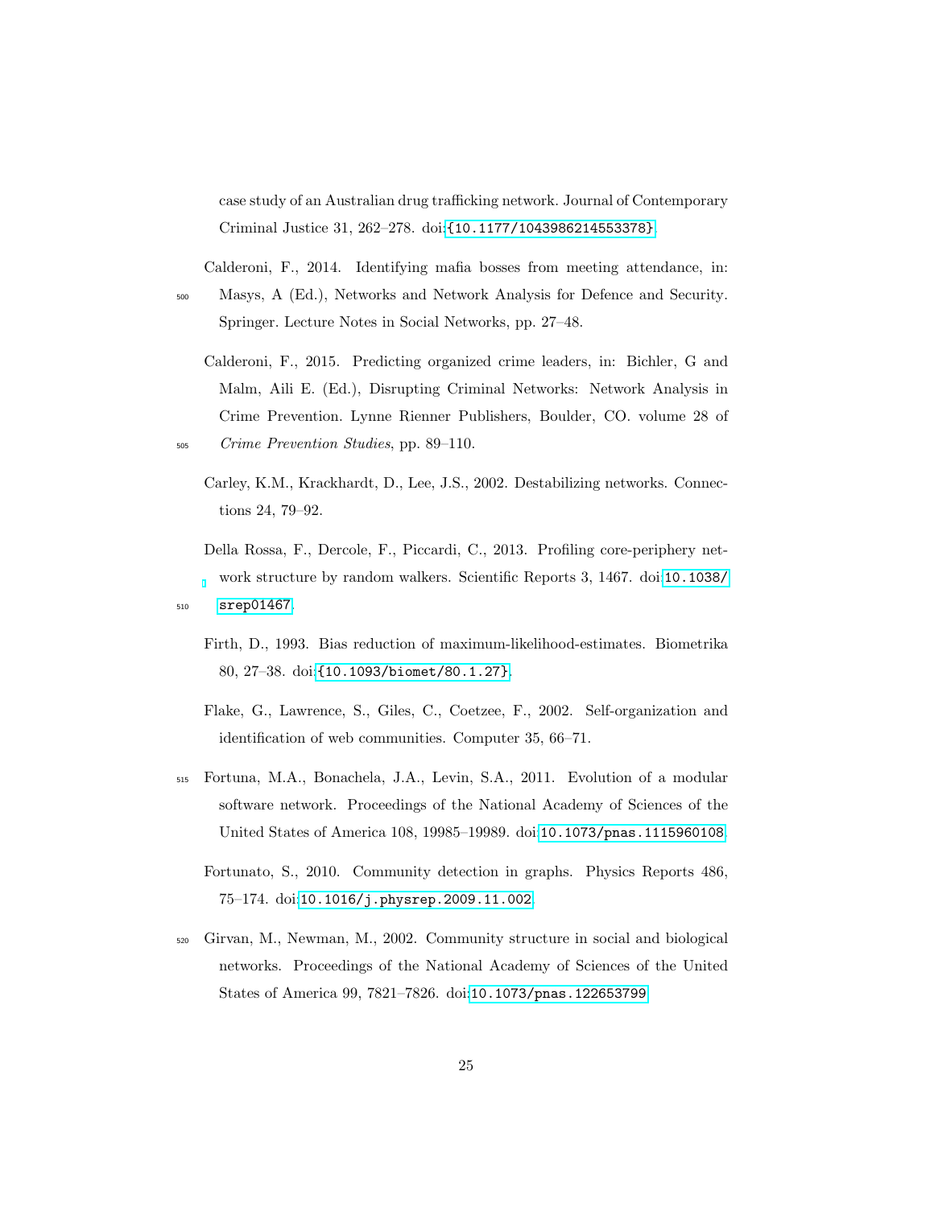case study of an Australian drug trafficking network. Journal of Contemporary Criminal Justice 31, 262–278. doi:{10.1177/1043986214553378}.

Calderoni, F., 2014. Identifying mafia bosses from meeting attendance, in: Masys, A (Ed.), Networks and Network Analysis for Defence and Security. Springer. Lecture Notes in Social Networks, pp. 27–48.

Calderoni, F., 2015. Predicting organized crime leaders, in: Bichler, G and Malm, Aili E. (Ed.), Disrupting Criminal Networks: Network Analysis in Crime Prevention. Lynne Rienner Publishers, Boulder, CO. volume 28 of *Crime Prevention Studies*, pp. 89–110.

Carley, K.M., Krackhardt, D., Lee, J.S., 2002. Destabilizing networks. Connections 24, 79–92.

Della Rossa, F., Dercole, F., Piccardi, C., 2013. Profiling core-periphery network structure by random walkers. Scientific Reports 3, 1467. doi:10.1038/srep01467.

Firth, D., 1993. Bias reduction of maximum-likelihood-estimates. Biometrika 80, 27–38. doi:{10.1093/biomet/80.1.27}.

Flake, G., Lawrence, S., Giles, C., Coetzee, F., 2002. Self-organization and identification of web communities. Computer 35, 66–71.

Fortuna, M.A., Bonachela, J.A., Levin, S.A., 2011. Evolution of a modular software network. Proceedings of the National Academy of Sciences of the United States of America 108, 19985–19989. doi:10.1073/pnas.1115960108.

Fortunato, S., 2010. Community detection in graphs. Physics Reports 486, 75–174. doi:10.1016/j.physrep.2009.11.002.

Girvan, M., Newman, M., 2002. Community structure in social and biological networks. Proceedings of the National Academy of Sciences of the United States of America 99, 7821–7826. doi:10.1073/pnas.122653799.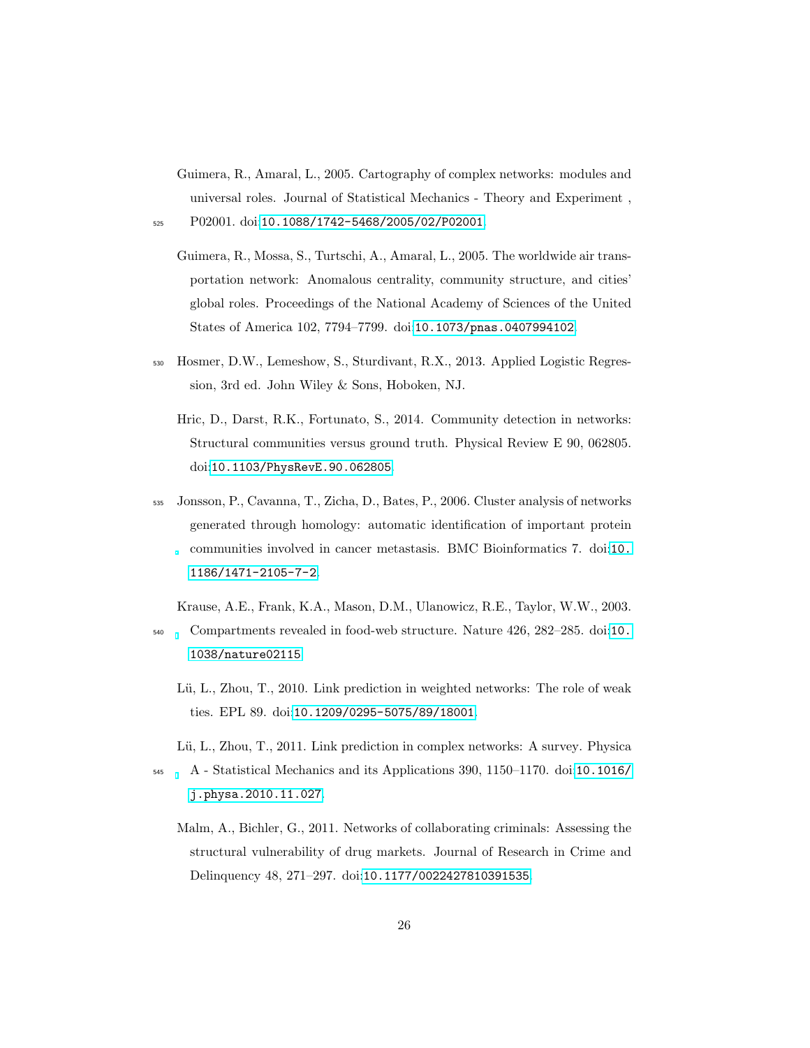Guimera, R., Amaral, L., 2005. Cartography of complex networks: modules and universal roles. Journal of Statistical Mechanics - Theory and Experiment , P02001. doi:10.1088/1742-5468/2005/02/P02001.

Guimera, R., Mossa, S., Turtschi, A., Amaral, L., 2005. The worldwide air transportation network: Anomalous centrality, community structure, and cities' global roles. Proceedings of the National Academy of Sciences of the United States of America 102, 7794–7799. doi:10.1073/pnas.0407994102.

Hosmer, D.W., Lemeshow, S., Sturdivant, R.X., 2013. Applied Logistic Regression, 3rd ed. John Wiley & Sons, Hoboken, NJ.

Hric, D., Darst, R.K., Fortunato, S., 2014. Community detection in networks: Structural communities versus ground truth. Physical Review E 90, 062805. doi:10.1103/PhysRevE.90.062805.

Jonsson, P., Cavanna, T., Zicha, D., Bates, P., 2006. Cluster analysis of networks generated through homology: automatic identification of important protein communities involved in cancer metastasis. BMC Bioinformatics 7. doi:10.1186/1471-2105-7-2.

Krause, A.E., Frank, K.A., Mason, D.M., Ulanowicz, R.E., Taylor, W.W., 2003. Compartments revealed in food-web structure. Nature 426, 282–285. doi:10.1038/nature02115.

Lü, L., Zhou, T., 2010. Link prediction in weighted networks: The role of weak ties. EPL 89. doi:10.1209/0295-5075/89/18001.

Lü, L., Zhou, T., 2011. Link prediction in complex networks: A survey. Physica A - Statistical Mechanics and its Applications 390, 1150–1170. doi:10.1016/j.physa.2010.11.027.

Malm, A., Bichler, G., 2011. Networks of collaborating criminals: Assessing the structural vulnerability of drug markets. Journal of Research in Crime and Delinquency 48, 271–297. doi:10.1177/0022427810391535.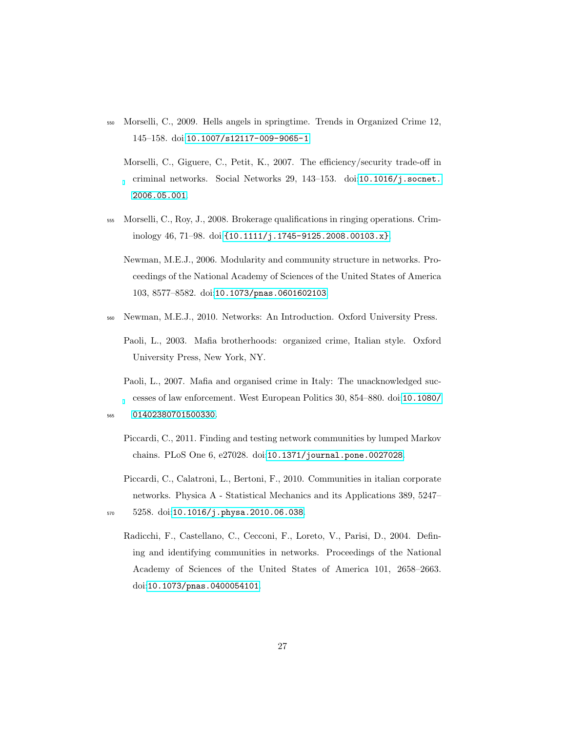Morselli, C., 2009. Hells angels in springtime. Trends in Organized Crime 12, 145–158. doi:10.1007/s12117-009-9065-1.

Morselli, C., Giguere, C., Petit, K., 2007. The efficiency/security trade-off in criminal networks. Social Networks 29, 143–153. doi:10.1016/j.socnet.2006.05.001.

Morselli, C., Roy, J., 2008. Brokerage qualifications in ringing operations. Criminology 46, 71–98. doi:{10.1111/j.1745-9125.2008.00103.x}.

Newman, M.E.J., 2006. Modularity and community structure in networks. Proceedings of the National Academy of Sciences of the United States of America 103, 8577–8582. doi:10.1073/pnas.0601602103.

Newman, M.E.J., 2010. Networks: An Introduction. Oxford University Press.

Paoli, L., 2003. Mafia brotherhoods: organized crime, Italian style. Oxford University Press, New York, NY.

Paoli, L., 2007. Mafia and organised crime in Italy: The unacknowledged successes of law enforcement. West European Politics 30, 854–880. doi:10.1080/01402380701500330.

Piccardi, C., 2011. Finding and testing network communities by lumped Markov chains. PLoS One 6, e27028. doi:10.1371/journal.pone.0027028.

Piccardi, C., Calatroni, L., Bertoni, F., 2010. Communities in italian corporate networks. Physica A - Statistical Mechanics and its Applications 389, 5247–5258. doi:10.1016/j.physa.2010.06.038.

Radicchi, F., Castellano, C., Cecconi, F., Loreto, V., Parisi, D., 2004. Defining and identifying communities in networks. Proceedings of the National Academy of Sciences of the United States of America 101, 2658–2663. doi:10.1073/pnas.0400054101.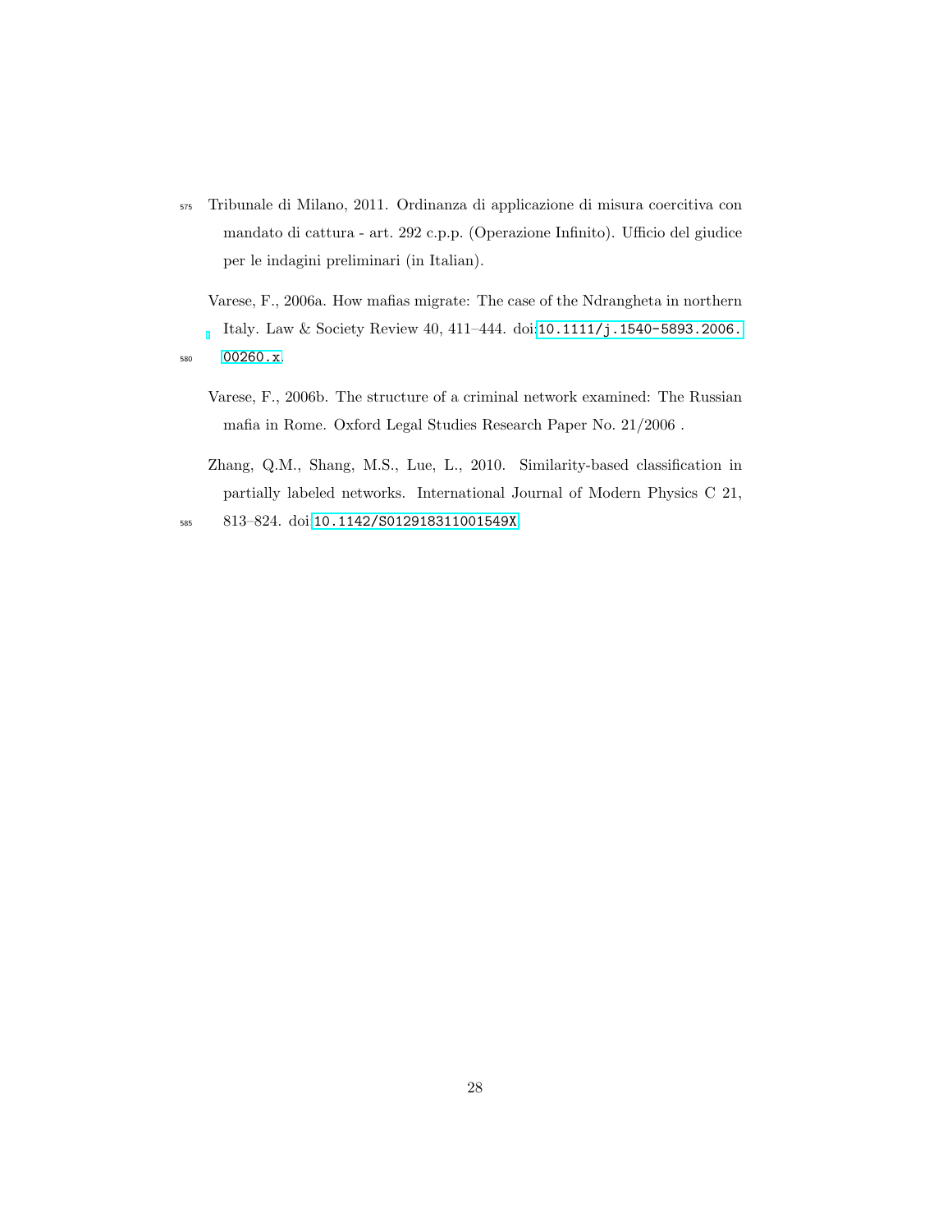Tribunale di Milano, 2011. Ordinanza di applicazione di misura coercitiva con mandato di cattura - art. 292 c.p.p. (Operazione Infinito). Ufficio del giudice per le indagini preliminari (in Italian).

Varese, F., 2006a. How mafias migrate: The case of the Ndrangheta in northern Italy. Law & Society Review 40, 411–444. doi:10.1111/j.1540-5893.2006.00260.x.

Varese, F., 2006b. The structure of a criminal network examined: The Russian mafia in Rome. Oxford Legal Studies Research Paper No. 21/2006 .

Zhang, Q.M., Shang, M.S., Lue, L., 2010. Similarity-based classification in partially labeled networks. International Journal of Modern Physics C 21, 813–824. doi:10.1142/S012918311001549X.